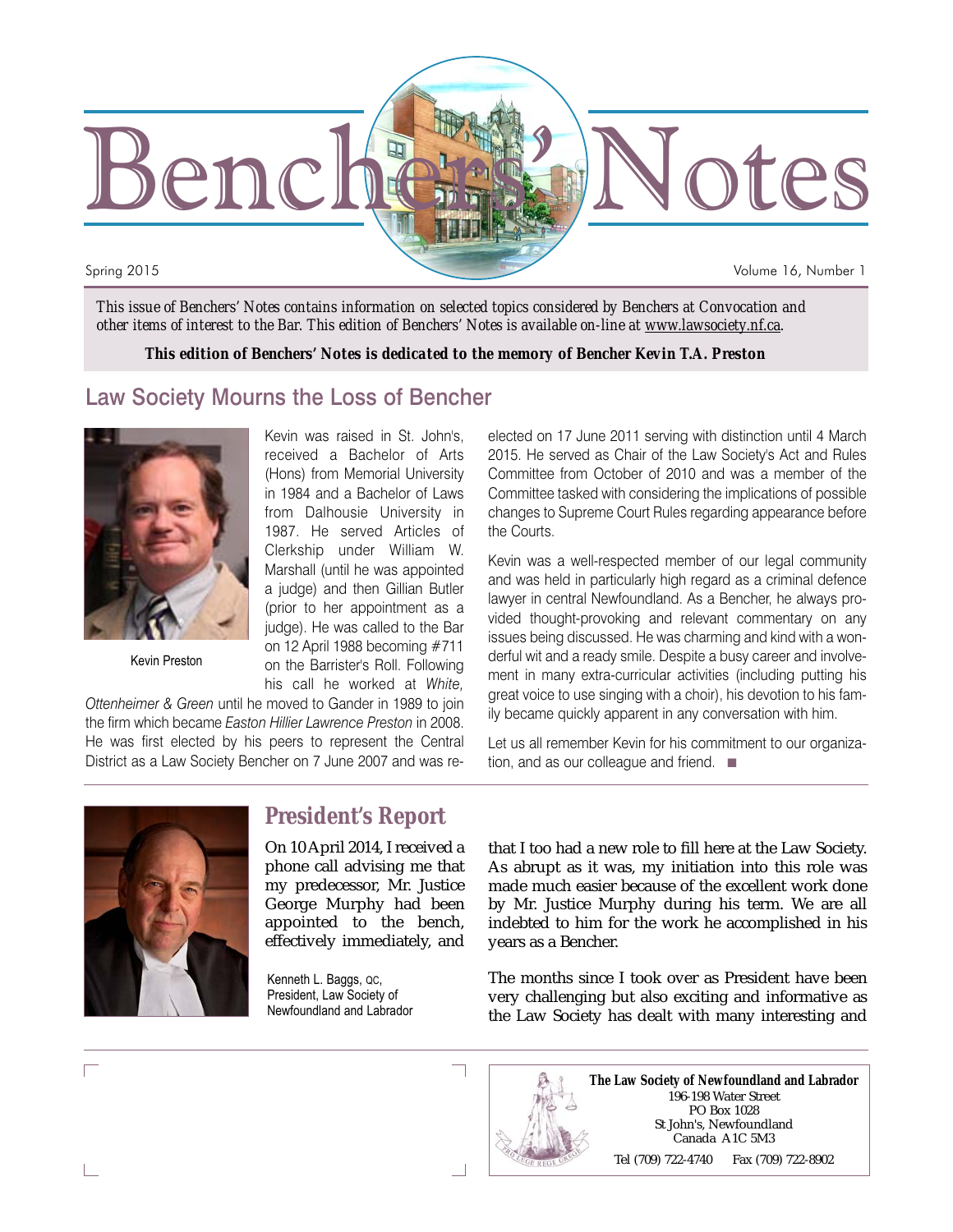# Benchers' Notes

Spring 2015

Volume 16, Number 1

*This issue of Benchers' Notes contains information on selected topics considered by Benchers at Convocation and other items of interest to the Bar. This edition of Benchers' Notes is available on-line at www.lawsociety.nf.ca.*

***This edition of Benchers' Notes is dedicated to the memory of Bencher Kevin T.A. Preston***

## Law Society Mourns the Loss of Bencher

Kevin Preston

Kevin was raised in St. John's, received a Bachelor of Arts (Hons) from Memorial University in 1984 and a Bachelor of Laws from Dalhousie University in 1987. He served Articles of Clerkship under William W. Marshall (until he was appointed a judge) and then Gillian Butler (prior to her appointment as a judge). He was called to the Bar on 12 April 1988 becoming #711 on the Barrister's Roll. Following his call he worked at *White, Ottenheimer & Green* until he moved to Gander in 1989 to join the firm which became *Easton Hillier Lawrence Preston* in 2008. He was first elected by his peers to represent the Central District as a Law Society Bencher on 7 June 2007 and was re-elected on 17 June 2011 serving with distinction until 4 March 2015. He served as Chair of the Law Society's Act and Rules Committee from October of 2010 and was a member of the Committee tasked with considering the implications of possible changes to Supreme Court Rules regarding appearance before the Courts.

Kevin was a well-respected member of our legal community and was held in particularly high regard as a criminal defence lawyer in central Newfoundland. As a Bencher, he always provided thought-provoking and relevant commentary on any issues being discussed. He was charming and kind with a wonderful wit and a ready smile. Despite a busy career and involvement in many extra-curricular activities (including putting his great voice to use singing with a choir), his devotion to his family became quickly apparent in any conversation with him.

Let us all remember Kevin for his commitment to our organization, and as our colleague and friend. ■

## President's Report

Kenneth L. Baggs, QC,
President, Law Society of Newfoundland and Labrador

On 10 April 2014, I received a phone call advising me that my predecessor, Mr. Justice George Murphy had been appointed to the bench, effectively immediately, and that I too had a new role to fill here at the Law Society. As abrupt as it was, my initiation into this role was made much easier because of the excellent work done by Mr. Justice Murphy during his term. We are all indebted to him for the work he accomplished in his years as a Bencher.

The months since I took over as President have been very challenging but also exciting and informative as the Law Society has dealt with many interesting and

**The Law Society of Newfoundland and Labrador**
196-198 Water Street
PO Box 1028
St John's, Newfoundland
Canada A1C 5M3
Tel (709) 722-4740 Fax (709) 722-8902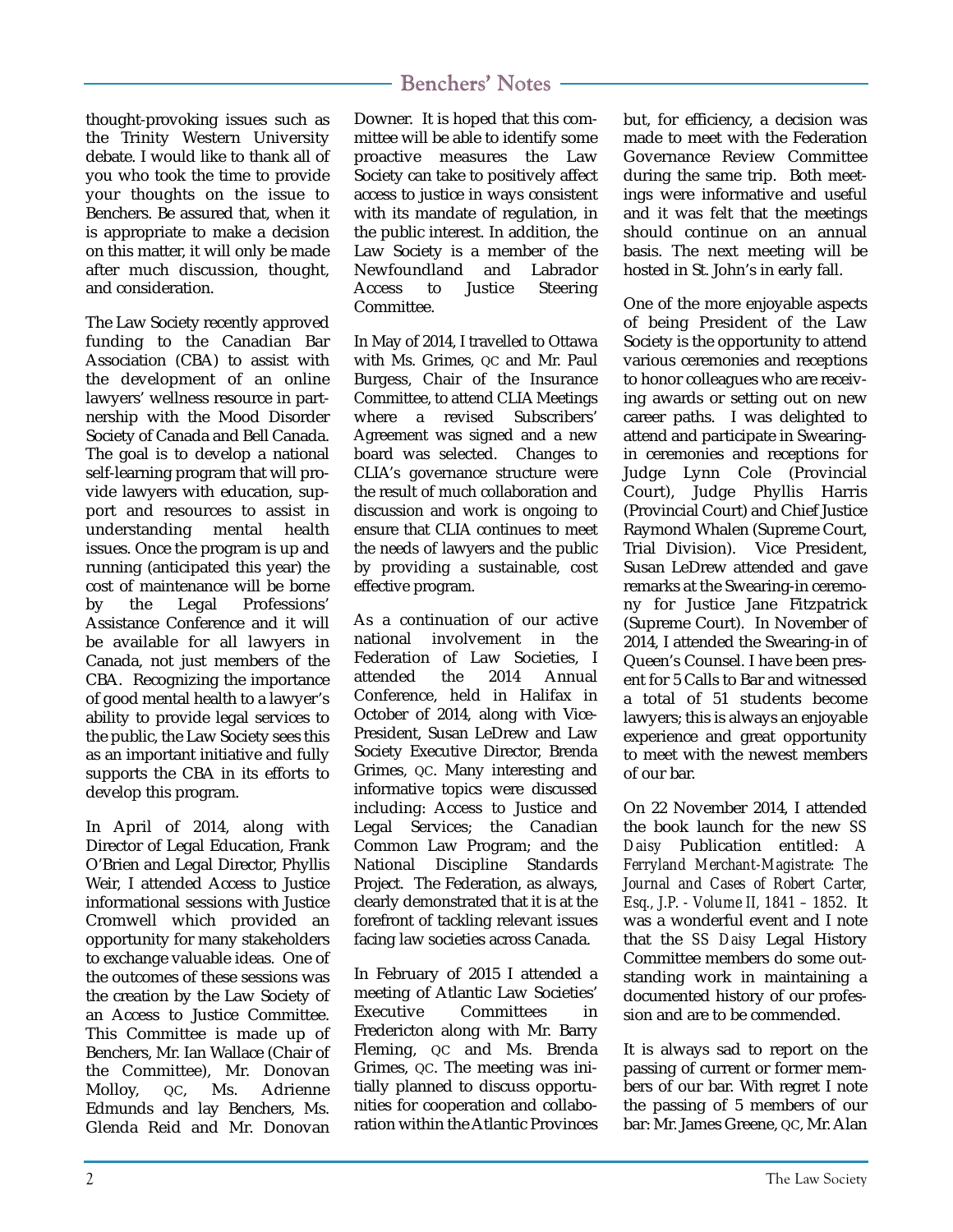## Benchers' Notes

thought-provoking issues such as the Trinity Western University debate. I would like to thank all of you who took the time to provide your thoughts on the issue to Benchers. Be assured that, when it is appropriate to make a decision on this matter, it will only be made after much discussion, thought, and consideration.

The Law Society recently approved funding to the Canadian Bar Association (CBA) to assist with the development of an online lawyers' wellness resource in partnership with the Mood Disorder Society of Canada and Bell Canada. The goal is to develop a national self-learning program that will provide lawyers with education, support and resources to assist in understanding mental health issues. Once the program is up and running (anticipated this year) the cost of maintenance will be borne by the Legal Professions' Assistance Conference and it will be available for all lawyers in Canada, not just members of the CBA. Recognizing the importance of good mental health to a lawyer's ability to provide legal services to the public, the Law Society sees this as an important initiative and fully supports the CBA in its efforts to develop this program.

In April of 2014, along with Director of Legal Education, Frank O'Brien and Legal Director, Phyllis Weir, I attended Access to Justice informational sessions with Justice Cromwell which provided an opportunity for many stakeholders to exchange valuable ideas. One of the outcomes of these sessions was the creation by the Law Society of an Access to Justice Committee. This Committee is made up of Benchers, Mr. Ian Wallace (Chair of the Committee), Mr. Donovan Molloy, QC, Ms. Adrienne Edmunds and lay Benchers, Ms. Glenda Reid and Mr. Donovan Downer. It is hoped that this committee will be able to identify some proactive measures the Law Society can take to positively affect access to justice in ways consistent with its mandate of regulation, in the public interest. In addition, the Law Society is a member of the Newfoundland and Labrador Access to Justice Steering Committee.

In May of 2014, I travelled to Ottawa with Ms. Grimes, QC and Mr. Paul Burgess, Chair of the Insurance Committee, to attend CLIA Meetings where a revised Subscribers' Agreement was signed and a new board was selected. Changes to CLIA's governance structure were the result of much collaboration and discussion and work is ongoing to ensure that CLIA continues to meet the needs of lawyers and the public by providing a sustainable, cost effective program.

As a continuation of our active national involvement in the Federation of Law Societies, I attended the 2014 Annual Conference, held in Halifax in October of 2014, along with Vice-President, Susan LeDrew and Law Society Executive Director, Brenda Grimes, QC. Many interesting and informative topics were discussed including: Access to Justice and Legal Services; the Canadian Common Law Program; and the National Discipline Standards Project. The Federation, as always, clearly demonstrated that it is at the forefront of tackling relevant issues facing law societies across Canada.

In February of 2015 I attended a meeting of Atlantic Law Societies' Executive Committees in Fredericton along with Mr. Barry Fleming, QC and Ms. Brenda Grimes, QC. The meeting was initially planned to discuss opportunities for cooperation and collaboration within the Atlantic Provinces but, for efficiency, a decision was made to meet with the Federation Governance Review Committee during the same trip. Both meetings were informative and useful and it was felt that the meetings should continue on an annual basis. The next meeting will be hosted in St. John's in early fall.

One of the more enjoyable aspects of being President of the Law Society is the opportunity to attend various ceremonies and receptions to honor colleagues who are receiving awards or setting out on new career paths. I was delighted to attend and participate in Swearing-in ceremonies and receptions for Judge Lynn Cole (Provincial Court), Judge Phyllis Harris (Provincial Court) and Chief Justice Raymond Whalen (Supreme Court, Trial Division). Vice President, Susan LeDrew attended and gave remarks at the Swearing-in ceremony for Justice Jane Fitzpatrick (Supreme Court). In November of 2014, I attended the Swearing-in of Queen's Counsel. I have been present for 5 Calls to Bar and witnessed a total of 51 students become lawyers; this is always an enjoyable experience and great opportunity to meet with the newest members of our bar.

On 22 November 2014, I attended the book launch for the new *SS Daisy* Publication entitled: *A Ferryland Merchant-Magistrate: The Journal and Cases of Robert Carter, Esq., J.P. - Volume II, 1841 – 1852*. It was a wonderful event and I note that the *SS Daisy* Legal History Committee members do some outstanding work in maintaining a documented history of our profession and are to be commended.

It is always sad to report on the passing of current or former members of our bar. With regret I note the passing of 5 members of our bar: Mr. James Greene, QC, Mr. Alan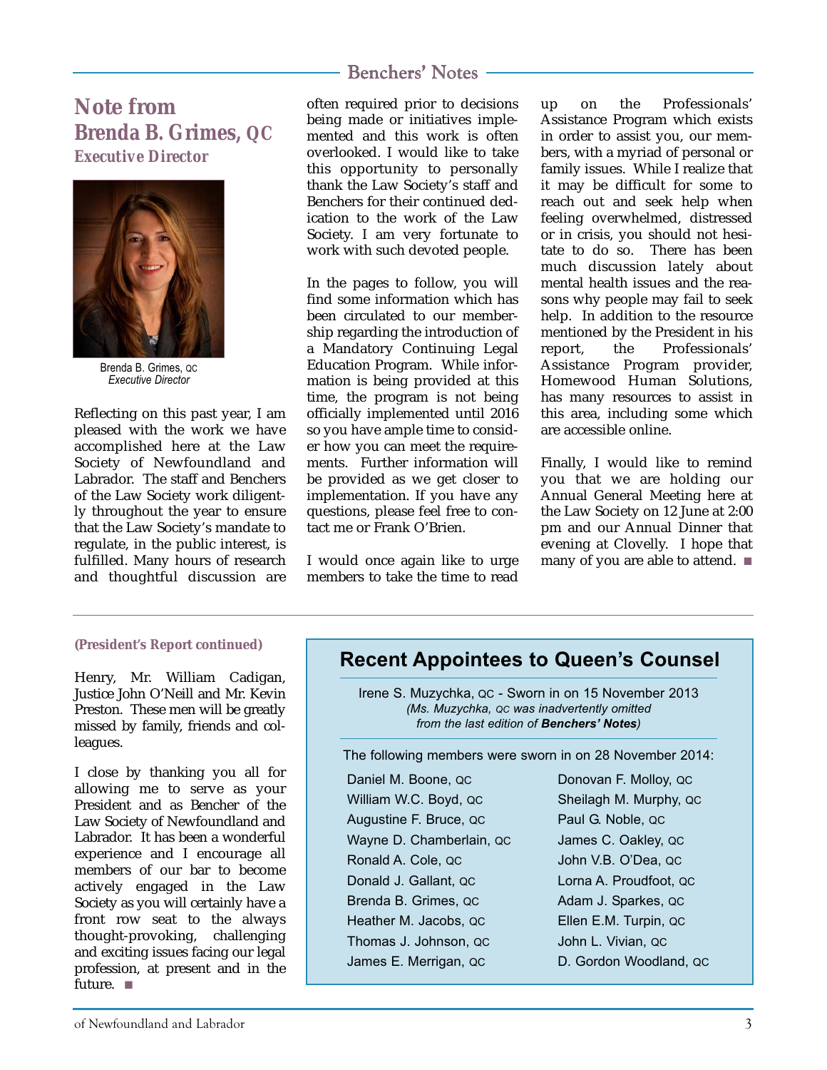## Note from Brenda B. Grimes, QC
### Executive Director

Brenda B. Grimes, QC
*Executive Director*

Reflecting on this past year, I am pleased with the work we have accomplished here at the Law Society of Newfoundland and Labrador. The staff and Benchers of the Law Society work diligently throughout the year to ensure that the Law Society's mandate to regulate, in the public interest, is fulfilled. Many hours of research and thoughtful discussion are often required prior to decisions being made or initiatives implemented and this work is often overlooked. I would like to take this opportunity to personally thank the Law Society's staff and Benchers for their continued dedication to the work of the Law Society. I am very fortunate to work with such devoted people.

In the pages to follow, you will find some information which has been circulated to our membership regarding the introduction of a Mandatory Continuing Legal Education Program. While information is being provided at this time, the program is not being officially implemented until 2016 so you have ample time to consider how you can meet the requirements. Further information will be provided as we get closer to implementation. If you have any questions, please feel free to contact me or Frank O'Brien.

I would once again like to urge members to take the time to read up on the Professionals' Assistance Program which exists in order to assist you, our members, with a myriad of personal or family issues. While I realize that it may be difficult for some to reach out and seek help when feeling overwhelmed, distressed or in crisis, you should not hesitate to do so. There has been much discussion lately about mental health issues and the reasons why people may fail to seek help. In addition to the resource mentioned by the President in his report, the Professionals' Assistance Program provider, Homewood Human Solutions, has many resources to assist in this area, including some which are accessible online.

Finally, I would like to remind you that we are holding our Annual General Meeting here at the Law Society on 12 June at 2:00 pm and our Annual Dinner that evening at Clovelly. I hope that many of you are able to attend. ■

**(President's Report continued)**

Henry, Mr. William Cadigan, Justice John O'Neill and Mr. Kevin Preston. These men will be greatly missed by family, friends and colleagues.

I close by thanking you all for allowing me to serve as your President and as Bencher of the Law Society of Newfoundland and Labrador. It has been a wonderful experience and I encourage all members of our bar to become actively engaged in the Law Society as you will certainly have a front row seat to the always thought-provoking, challenging and exciting issues facing our legal profession, at present and in the future. ■

## Recent Appointees to Queen's Counsel

Irene S. Muzychka, QC - Sworn in on 15 November 2013
*(Ms. Muzychka, QC was inadvertently omitted from the last edition of **Benchers' Notes**)*

The following members were sworn in on 28 November 2014:

- Daniel M. Boone, QC
- William W.C. Boyd, QC
- Augustine F. Bruce, QC
- Wayne D. Chamberlain, QC
- Ronald A. Cole, QC
- Donald J. Gallant, QC
- Brenda B. Grimes, QC
- Heather M. Jacobs, QC
- Thomas J. Johnson, QC
- James E. Merrigan, QC
- Donovan F. Molloy, QC
- Sheilagh M. Murphy, QC
- Paul G. Noble, QC
- James C. Oakley, QC
- John V.B. O'Dea, QC
- Lorna A. Proudfoot, QC
- Adam J. Sparkes, QC
- Ellen E.M. Turpin, QC
- John L. Vivian, QC
- D. Gordon Woodland, QC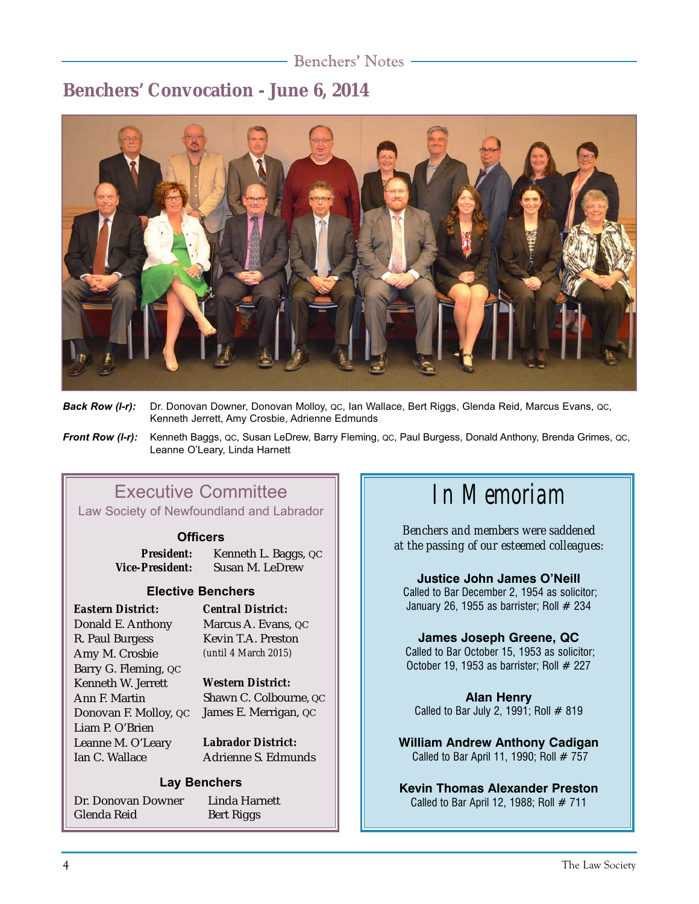## Benchers' Convocation - June 6, 2014

***Back Row (l-r):*** Dr. Donovan Downer, Donovan Molloy, QC, Ian Wallace, Bert Riggs, Glenda Reid, Marcus Evans, QC, Kenneth Jerrett, Amy Crosbie, Adrienne Edmunds

***Front Row (l-r):*** Kenneth Baggs, QC, Susan LeDrew, Barry Fleming, QC, Paul Burgess, Donald Anthony, Brenda Grimes, QC, Leanne O'Leary, Linda Harnett

### Executive Committee

Law Society of Newfoundland and Labrador

**Officers**

**President:** Kenneth L. Baggs, QC
**Vice-President:** Susan M. LeDrew

**Elective Benchers**

**Eastern District:**
Donald E. Anthony
R. Paul Burgess
Amy M. Crosbie
Barry G. Fleming, QC
Kenneth W. Jerrett
Ann F. Martin
Donovan F. Molloy, QC
Liam P. O'Brien
Leanne M. O'Leary
Ian C. Wallace

**Central District:**
Marcus A. Evans, QC
Kevin T.A. Preston
(until 4 March 2015)

**Western District:**
Shawn C. Colbourne, QC
James E. Merrigan, QC

**Labrador District:**
Adrienne S. Edmunds

**Lay Benchers**

Dr. Donovan Downer
Glenda Reid
Linda Harnett
Bert Riggs

### In Memoriam

*Benchers and members were saddened at the passing of our esteemed colleagues:*

**Justice John James O'Neill**
Called to Bar December 2, 1954 as solicitor; January 26, 1955 as barrister; Roll # 234

**James Joseph Greene, QC**
Called to Bar October 15, 1953 as solicitor; October 19, 1953 as barrister; Roll # 227

**Alan Henry**
Called to Bar July 2, 1991; Roll # 819

**William Andrew Anthony Cadigan**
Called to Bar April 11, 1990; Roll # 757

**Kevin Thomas Alexander Preston**
Called to Bar April 12, 1988; Roll # 711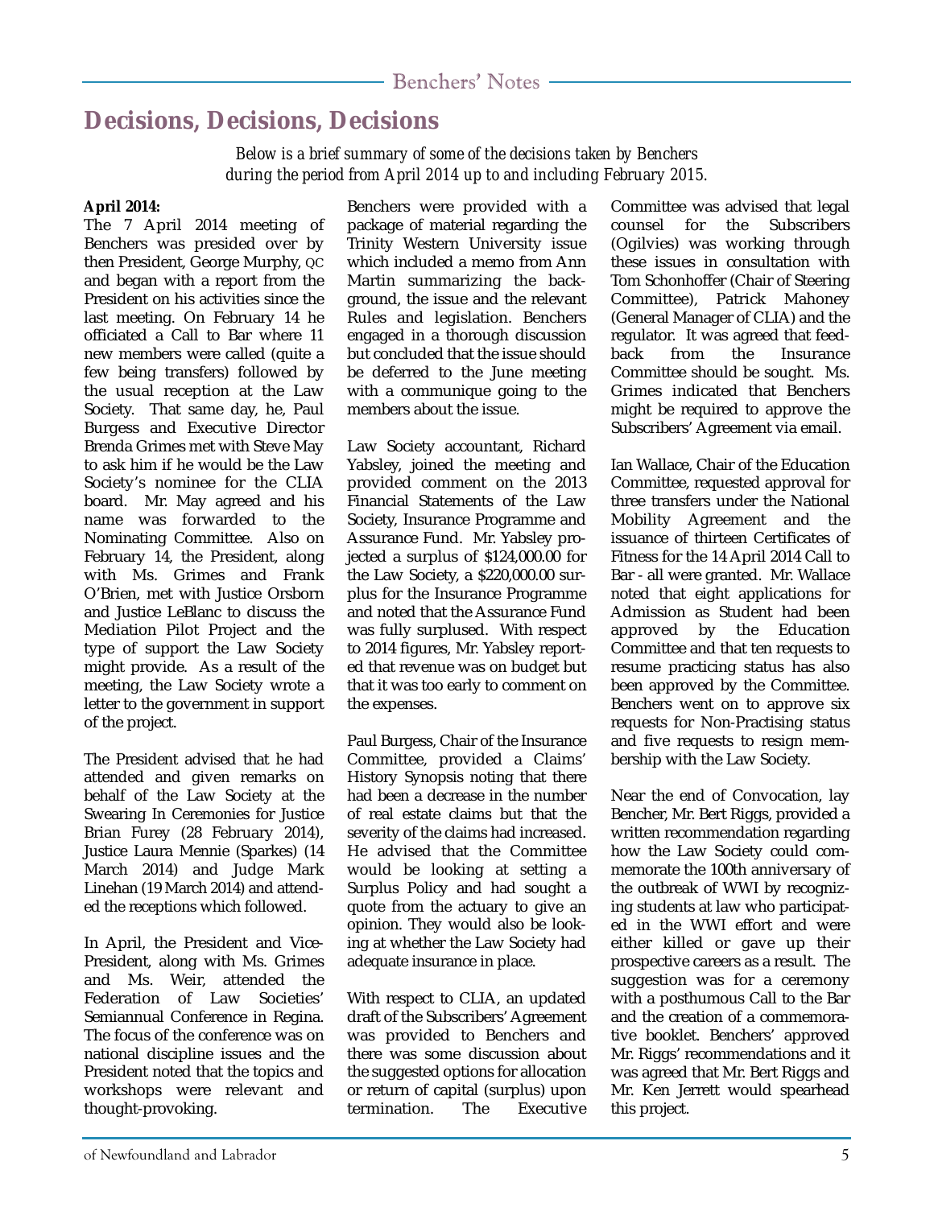# Decisions, Decisions, Decisions

*Below is a brief summary of some of the decisions taken by Benchers during the period from April 2014 up to and including February 2015.*

**April 2014:**

The 7 April 2014 meeting of Benchers was presided over by then President, George Murphy, QC and began with a report from the President on his activities since the last meeting. On February 14 he officiated a Call to Bar where 11 new members were called (quite a few being transfers) followed by the usual reception at the Law Society. That same day, he, Paul Burgess and Executive Director Brenda Grimes met with Steve May to ask him if he would be the Law Society's nominee for the CLIA board. Mr. May agreed and his name was forwarded to the Nominating Committee. Also on February 14, the President, along with Ms. Grimes and Frank O'Brien, met with Justice Orsborn and Justice LeBlanc to discuss the Mediation Pilot Project and the type of support the Law Society might provide. As a result of the meeting, the Law Society wrote a letter to the government in support of the project.

The President advised that he had attended and given remarks on behalf of the Law Society at the Swearing In Ceremonies for Justice Brian Furey (28 February 2014), Justice Laura Mennie (Sparkes) (14 March 2014) and Judge Mark Linehan (19 March 2014) and attended the receptions which followed.

In April, the President and Vice-President, along with Ms. Grimes and Ms. Weir, attended the Federation of Law Societies' Semiannual Conference in Regina. The focus of the conference was on national discipline issues and the President noted that the topics and workshops were relevant and thought-provoking.

Benchers were provided with a package of material regarding the Trinity Western University issue which included a memo from Ann Martin summarizing the background, the issue and the relevant Rules and legislation. Benchers engaged in a thorough discussion but concluded that the issue should be deferred to the June meeting with a communique going to the members about the issue.

Law Society accountant, Richard Yabsley, joined the meeting and provided comment on the 2013 Financial Statements of the Law Society, Insurance Programme and Assurance Fund. Mr. Yabsley projected a surplus of $124,000.00 for the Law Society, a $220,000.00 surplus for the Insurance Programme and noted that the Assurance Fund was fully surplused. With respect to 2014 figures, Mr. Yabsley reported that revenue was on budget but that it was too early to comment on the expenses.

Paul Burgess, Chair of the Insurance Committee, provided a Claims' History Synopsis noting that there had been a decrease in the number of real estate claims but that the severity of the claims had increased. He advised that the Committee would be looking at setting a Surplus Policy and had sought a quote from the actuary to give an opinion. They would also be looking at whether the Law Society had adequate insurance in place.

With respect to CLIA, an updated draft of the Subscribers' Agreement was provided to Benchers and there was some discussion about the suggested options for allocation or return of capital (surplus) upon termination. The Executive Committee was advised that legal counsel for the Subscribers (Ogilvies) was working through these issues in consultation with Tom Schonhoffer (Chair of Steering Committee), Patrick Mahoney (General Manager of CLIA) and the regulator. It was agreed that feedback from the Insurance Committee should be sought. Ms. Grimes indicated that Benchers might be required to approve the Subscribers' Agreement via email.

Ian Wallace, Chair of the Education Committee, requested approval for three transfers under the National Mobility Agreement and the issuance of thirteen Certificates of Fitness for the 14 April 2014 Call to Bar - all were granted. Mr. Wallace noted that eight applications for Admission as Student had been approved by the Education Committee and that ten requests to resume practicing status has also been approved by the Committee. Benchers went on to approve six requests for Non-Practising status and five requests to resign membership with the Law Society.

Near the end of Convocation, lay Bencher, Mr. Bert Riggs, provided a written recommendation regarding how the Law Society could commemorate the 100th anniversary of the outbreak of WWI by recognizing students at law who participated in the WWI effort and were either killed or gave up their prospective careers as a result. The suggestion was for a ceremony with a posthumous Call to the Bar and the creation of a commemorative booklet. Benchers' approved Mr. Riggs' recommendations and it was agreed that Mr. Bert Riggs and Mr. Ken Jerrett would spearhead this project.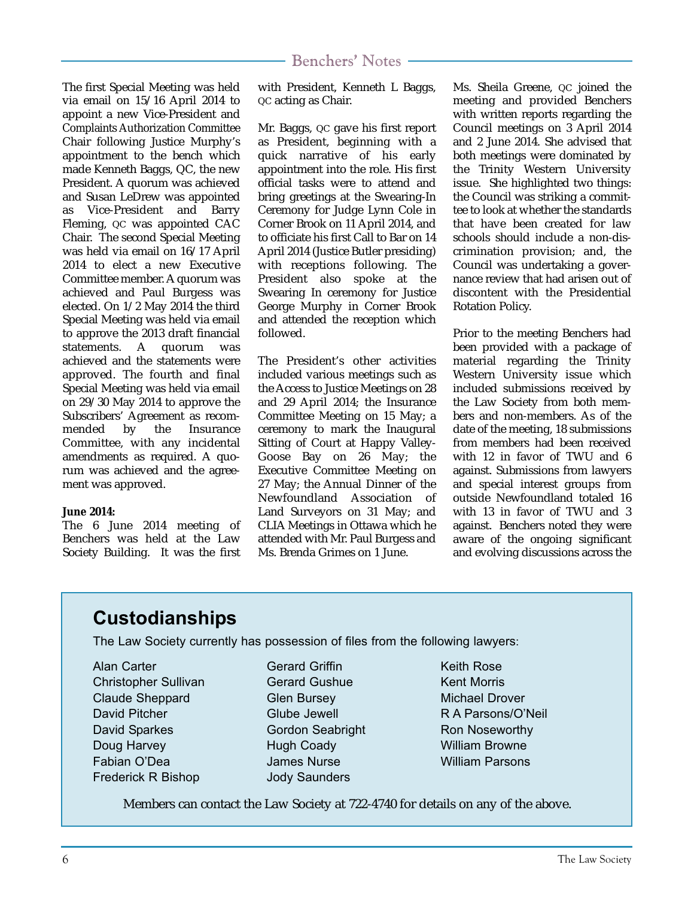The first Special Meeting was held via email on 15/16 April 2014 to appoint a new Vice-President and Complaints Authorization Committee Chair following Justice Murphy's appointment to the bench which made Kenneth Baggs, QC, the new President. A quorum was achieved and Susan LeDrew was appointed as Vice-President and Barry Fleming, QC was appointed CAC Chair. The second Special Meeting was held via email on 16/17 April 2014 to elect a new Executive Committee member. A quorum was achieved and Paul Burgess was elected. On 1/2 May 2014 the third Special Meeting was held via email to approve the 2013 draft financial statements. A quorum was achieved and the statements were approved. The fourth and final Special Meeting was held via email on 29/30 May 2014 to approve the Subscribers' Agreement as recommended by the Insurance Committee, with any incidental amendments as required. A quorum was achieved and the agreement was approved.

**June 2014:**
The 6 June 2014 meeting of Benchers was held at the Law Society Building. It was the first with President, Kenneth L Baggs, QC acting as Chair.

Mr. Baggs, QC gave his first report as President, beginning with a quick narrative of his early appointment into the role. His first official tasks were to attend and bring greetings at the Swearing-In Ceremony for Judge Lynn Cole in Corner Brook on 11 April 2014, and to officiate his first Call to Bar on 14 April 2014 (Justice Butler presiding) with receptions following. The President also spoke at the Swearing In ceremony for Justice George Murphy in Corner Brook and attended the reception which followed.

The President's other activities included various meetings such as the Access to Justice Meetings on 28 and 29 April 2014; the Insurance Committee Meeting on 15 May; a ceremony to mark the Inaugural Sitting of Court at Happy Valley-Goose Bay on 26 May; the Executive Committee Meeting on 27 May; the Annual Dinner of the Newfoundland Association of Land Surveyors on 31 May; and CLIA Meetings in Ottawa which he attended with Mr. Paul Burgess and Ms. Brenda Grimes on 1 June.

Ms. Sheila Greene, QC joined the meeting and provided Benchers with written reports regarding the Council meetings on 3 April 2014 and 2 June 2014. She advised that both meetings were dominated by the Trinity Western University issue. She highlighted two things: the Council was striking a committee to look at whether the standards that have been created for law schools should include a non-discrimination provision; and, the Council was undertaking a governance review that had arisen out of discontent with the Presidential Rotation Policy.

Prior to the meeting Benchers had been provided with a package of material regarding the Trinity Western University issue which included submissions received by the Law Society from both members and non-members. As of the date of the meeting, 18 submissions from members had been received with 12 in favor of TWU and 6 against. Submissions from lawyers and special interest groups from outside Newfoundland totaled 16 with 13 in favor of TWU and 3 against. Benchers noted they were aware of the ongoing significant and evolving discussions across the

## Custodianships

The Law Society currently has possession of files from the following lawyers:

- Alan Carter
- Christopher Sullivan
- Claude Sheppard
- David Pitcher
- David Sparkes
- Doug Harvey
- Fabian O'Dea
- Frederick R Bishop
- Gerard Griffin
- Gerard Gushue
- Glen Bursey
- Glube Jewell
- Gordon Seabright
- Hugh Coady
- James Nurse
- Jody Saunders
- Keith Rose
- Kent Morris
- Michael Drover
- R A Parsons/O'Neil
- Ron Noseworthy
- William Browne
- William Parsons

Members can contact the Law Society at 722-4740 for details on any of the above.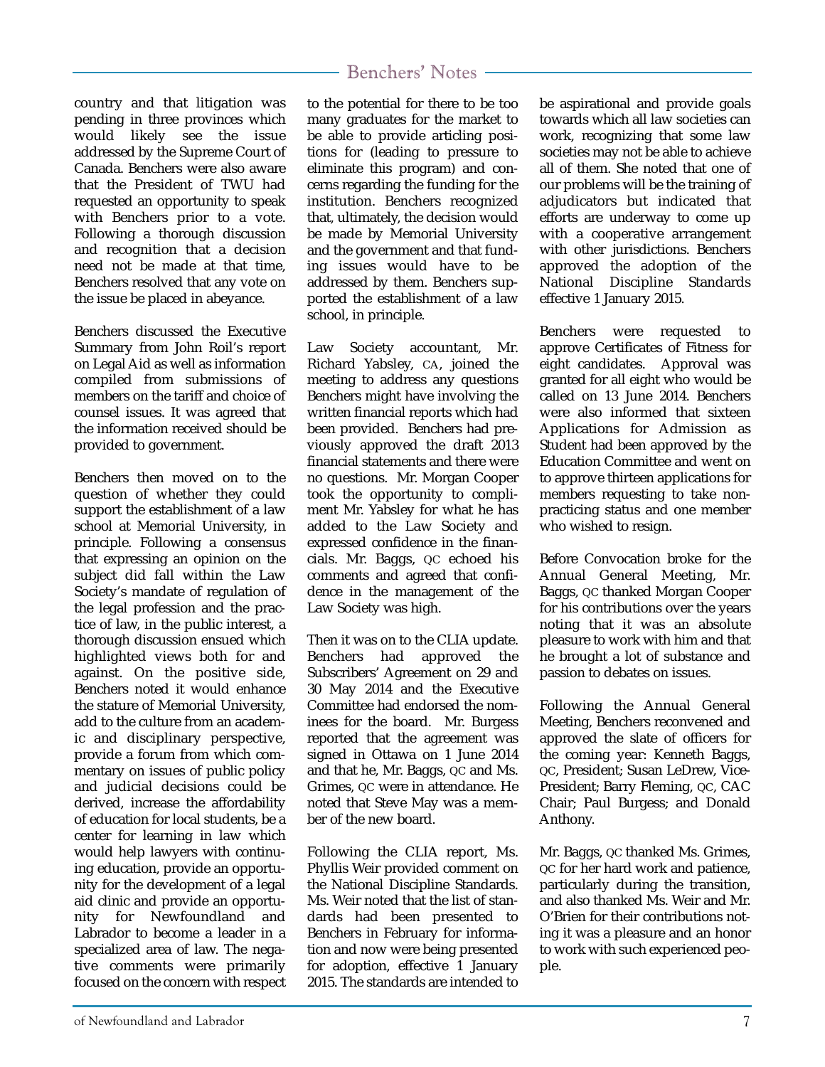country and that litigation was pending in three provinces which would likely see the issue addressed by the Supreme Court of Canada. Benchers were also aware that the President of TWU had requested an opportunity to speak with Benchers prior to a vote. Following a thorough discussion and recognition that a decision need not be made at that time, Benchers resolved that any vote on the issue be placed in abeyance.

Benchers discussed the Executive Summary from John Roil's report on Legal Aid as well as information compiled from submissions of members on the tariff and choice of counsel issues. It was agreed that the information received should be provided to government.

Benchers then moved on to the question of whether they could support the establishment of a law school at Memorial University, in principle. Following a consensus that expressing an opinion on the subject did fall within the Law Society's mandate of regulation of the legal profession and the practice of law, in the public interest, a thorough discussion ensued which highlighted views both for and against. On the positive side, Benchers noted it would enhance the stature of Memorial University, add to the culture from an academic and disciplinary perspective, provide a forum from which commentary on issues of public policy and judicial decisions could be derived, increase the affordability of education for local students, be a center for learning in law which would help lawyers with continuing education, provide an opportunity for the development of a legal aid clinic and provide an opportunity for Newfoundland and Labrador to become a leader in a specialized area of law. The negative comments were primarily focused on the concern with respect to the potential for there to be too many graduates for the market to be able to provide articling positions for (leading to pressure to eliminate this program) and concerns regarding the funding for the institution. Benchers recognized that, ultimately, the decision would be made by Memorial University and the government and that funding issues would have to be addressed by them. Benchers supported the establishment of a law school, in principle.

Law Society accountant, Mr. Richard Yabsley, CA, joined the meeting to address any questions Benchers might have involving the written financial reports which had been provided. Benchers had previously approved the draft 2013 financial statements and there were no questions. Mr. Morgan Cooper took the opportunity to compliment Mr. Yabsley for what he has added to the Law Society and expressed confidence in the financials. Mr. Baggs, QC echoed his comments and agreed that confidence in the management of the Law Society was high.

Then it was on to the CLIA update. Benchers had approved the Subscribers' Agreement on 29 and 30 May 2014 and the Executive Committee had endorsed the nominees for the board. Mr. Burgess reported that the agreement was signed in Ottawa on 1 June 2014 and that he, Mr. Baggs, QC and Ms. Grimes, QC were in attendance. He noted that Steve May was a member of the new board.

Following the CLIA report, Ms. Phyllis Weir provided comment on the National Discipline Standards. Ms. Weir noted that the list of standards had been presented to Benchers in February for information and now were being presented for adoption, effective 1 January 2015. The standards are intended to be aspirational and provide goals towards which all law societies can work, recognizing that some law societies may not be able to achieve all of them. She noted that one of our problems will be the training of adjudicators but indicated that efforts are underway to come up with a cooperative arrangement with other jurisdictions. Benchers approved the adoption of the National Discipline Standards effective 1 January 2015.

Benchers were requested to approve Certificates of Fitness for eight candidates. Approval was granted for all eight who would be called on 13 June 2014. Benchers were also informed that sixteen Applications for Admission as Student had been approved by the Education Committee and went on to approve thirteen applications for members requesting to take non-practicing status and one member who wished to resign.

Before Convocation broke for the Annual General Meeting, Mr. Baggs, QC thanked Morgan Cooper for his contributions over the years noting that it was an absolute pleasure to work with him and that he brought a lot of substance and passion to debates on issues.

Following the Annual General Meeting, Benchers reconvened and approved the slate of officers for the coming year: Kenneth Baggs, QC, President; Susan LeDrew, Vice-President; Barry Fleming, QC, CAC Chair; Paul Burgess; and Donald Anthony.

Mr. Baggs, QC thanked Ms. Grimes, QC for her hard work and patience, particularly during the transition, and also thanked Ms. Weir and Mr. O'Brien for their contributions noting it was a pleasure and an honor to work with such experienced people.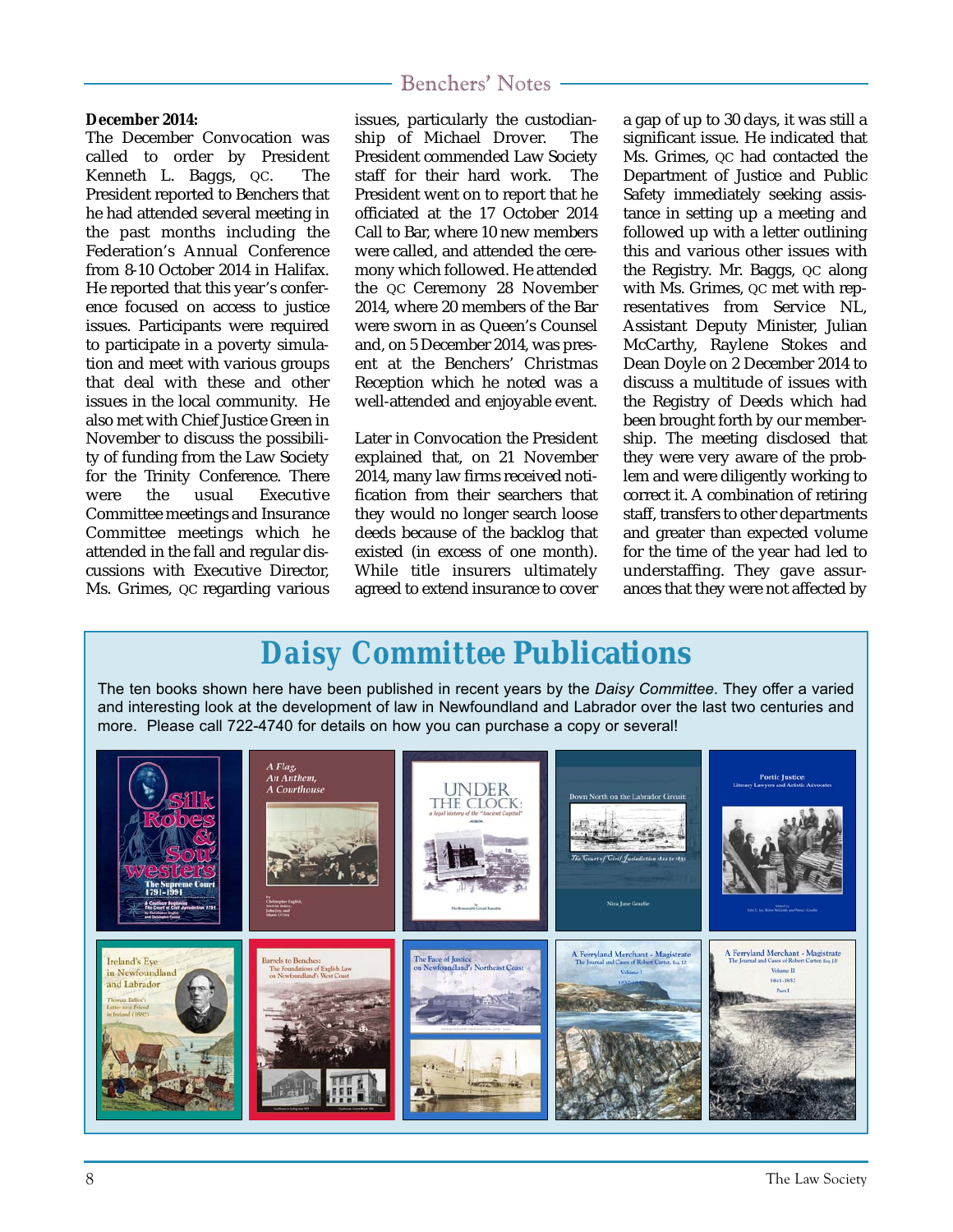**December 2014:**
The December Convocation was called to order by President Kenneth L. Baggs, QC. The President reported to Benchers that he had attended several meeting in the past months including the Federation's Annual Conference from 8-10 October 2014 in Halifax. He reported that this year's conference focused on access to justice issues. Participants were required to participate in a poverty simulation and meet with various groups that deal with these and other issues in the local community. He also met with Chief Justice Green in November to discuss the possibility of funding from the Law Society for the Trinity Conference. There were the usual Executive Committee meetings and Insurance Committee meetings which he attended in the fall and regular discussions with Executive Director, Ms. Grimes, QC regarding various issues, particularly the custodianship of Michael Drover. The President commended Law Society staff for their hard work. The President went on to report that he officiated at the 17 October 2014 Call to Bar, where 10 new members were called, and attended the ceremony which followed. He attended the QC Ceremony 28 November 2014, where 20 members of the Bar were sworn in as Queen's Counsel and, on 5 December 2014, was present at the Benchers' Christmas Reception which he noted was a well-attended and enjoyable event.

Later in Convocation the President explained that, on 21 November 2014, many law firms received notification from their searchers that they would no longer search loose deeds because of the backlog that existed (in excess of one month). While title insurers ultimately agreed to extend insurance to cover a gap of up to 30 days, it was still a significant issue. He indicated that Ms. Grimes, QC had contacted the Department of Justice and Public Safety immediately seeking assistance in setting up a meeting and followed up with a letter outlining this and various other issues with the Registry. Mr. Baggs, QC along with Ms. Grimes, QC met with representatives from Service NL, Assistant Deputy Minister, Julian McCarthy, Raylene Stokes and Dean Doyle on 2 December 2014 to discuss a multitude of issues with the Registry of Deeds which had been brought forth by our membership. The meeting disclosed that they were very aware of the problem and were diligently working to correct it. A combination of retiring staff, transfers to other departments and greater than expected volume for the time of the year had led to understaffing. They gave assurances that they were not affected by

## Daisy Committee Publications

The ten books shown here have been published in recent years by the *Daisy Committee*. They offer a varied and interesting look at the development of law in Newfoundland and Labrador over the last two centuries and more. Please call 722-4740 for details on how you can purchase a copy or several!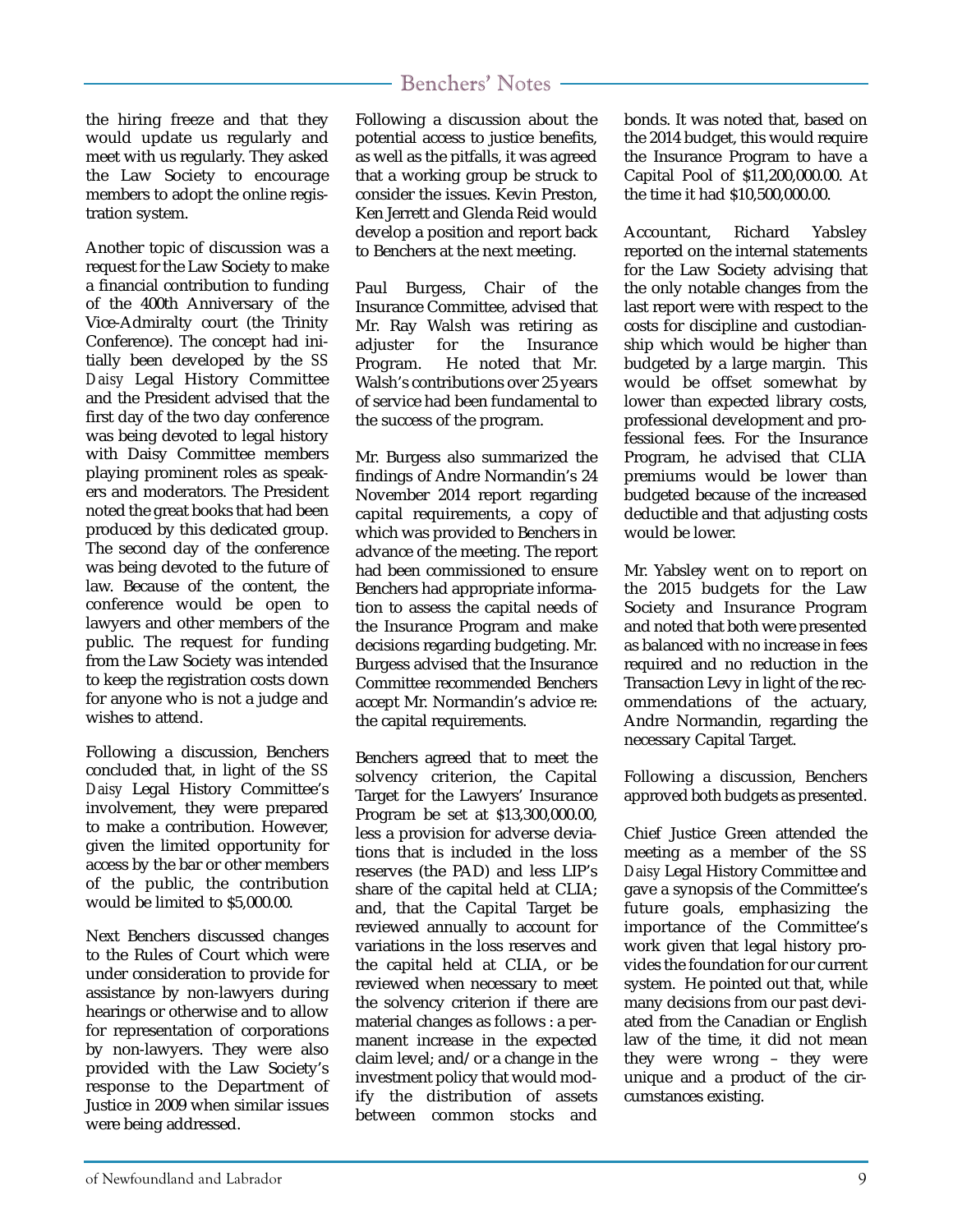the hiring freeze and that they would update us regularly and meet with us regularly. They asked the Law Society to encourage members to adopt the online registration system.

Another topic of discussion was a request for the Law Society to make a financial contribution to funding of the 400th Anniversary of the Vice-Admiralty court (the Trinity Conference). The concept had initially been developed by the *SS Daisy* Legal History Committee and the President advised that the first day of the two day conference was being devoted to legal history with Daisy Committee members playing prominent roles as speakers and moderators. The President noted the great books that had been produced by this dedicated group. The second day of the conference was being devoted to the future of law. Because of the content, the conference would be open to lawyers and other members of the public. The request for funding from the Law Society was intended to keep the registration costs down for anyone who is not a judge and wishes to attend.

Following a discussion, Benchers concluded that, in light of the *SS Daisy* Legal History Committee's involvement, they were prepared to make a contribution. However, given the limited opportunity for access by the bar or other members of the public, the contribution would be limited to $5,000.00.

Next Benchers discussed changes to the Rules of Court which were under consideration to provide for assistance by non-lawyers during hearings or otherwise and to allow for representation of corporations by non-lawyers. They were also provided with the Law Society's response to the Department of Justice in 2009 when similar issues were being addressed.

Following a discussion about the potential access to justice benefits, as well as the pitfalls, it was agreed that a working group be struck to consider the issues. Kevin Preston, Ken Jerrett and Glenda Reid would develop a position and report back to Benchers at the next meeting.

Paul Burgess, Chair of the Insurance Committee, advised that Mr. Ray Walsh was retiring as adjuster for the Insurance Program. He noted that Mr. Walsh's contributions over 25 years of service had been fundamental to the success of the program.

Mr. Burgess also summarized the findings of Andre Normandin's 24 November 2014 report regarding capital requirements, a copy of which was provided to Benchers in advance of the meeting. The report had been commissioned to ensure Benchers had appropriate information to assess the capital needs of the Insurance Program and make decisions regarding budgeting. Mr. Burgess advised that the Insurance Committee recommended Benchers accept Mr. Normandin's advice re: the capital requirements.

Benchers agreed that to meet the solvency criterion, the Capital Target for the Lawyers' Insurance Program be set at $13,300,000.00, less a provision for adverse deviations that is included in the loss reserves (the PAD) and less LIP's share of the capital held at CLIA; and, that the Capital Target be reviewed annually to account for variations in the loss reserves and the capital held at CLIA, or be reviewed when necessary to meet the solvency criterion if there are material changes as follows : a permanent increase in the expected claim level; and/or a change in the investment policy that would modify the distribution of assets between common stocks and bonds. It was noted that, based on the 2014 budget, this would require the Insurance Program to have a Capital Pool of $11,200,000.00. At the time it had $10,500,000.00.

Accountant, Richard Yabsley reported on the internal statements for the Law Society advising that the only notable changes from the last report were with respect to the costs for discipline and custodianship which would be higher than budgeted by a large margin. This would be offset somewhat by lower than expected library costs, professional development and professional fees. For the Insurance Program, he advised that CLIA premiums would be lower than budgeted because of the increased deductible and that adjusting costs would be lower.

Mr. Yabsley went on to report on the 2015 budgets for the Law Society and Insurance Program and noted that both were presented as balanced with no increase in fees required and no reduction in the Transaction Levy in light of the recommendations of the actuary, Andre Normandin, regarding the necessary Capital Target.

Following a discussion, Benchers approved both budgets as presented.

Chief Justice Green attended the meeting as a member of the *SS Daisy* Legal History Committee and gave a synopsis of the Committee's future goals, emphasizing the importance of the Committee's work given that legal history provides the foundation for our current system. He pointed out that, while many decisions from our past deviated from the Canadian or English law of the time, it did not mean they were wrong – they were unique and a product of the circumstances existing.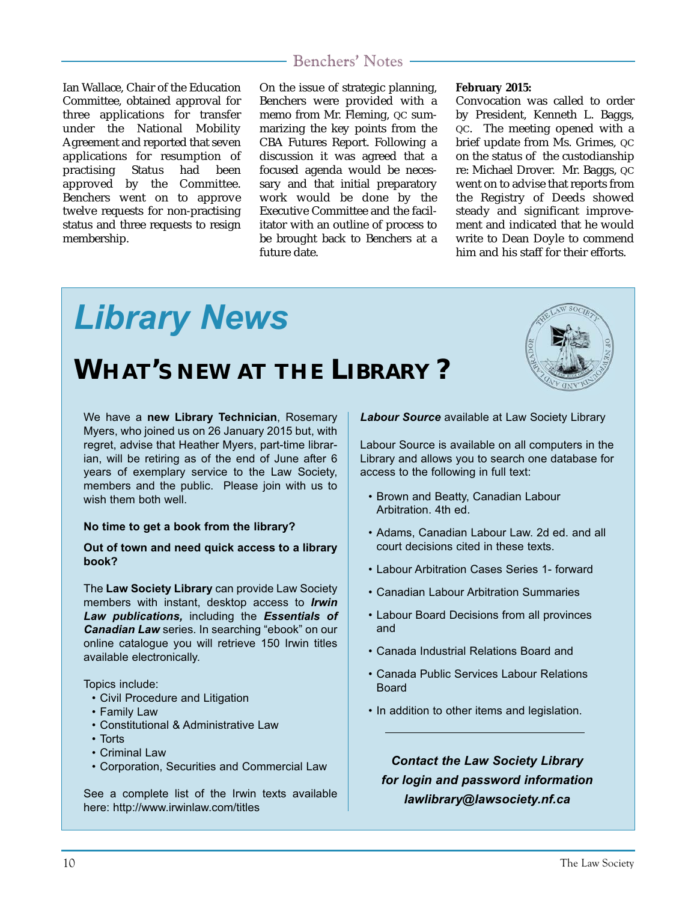Ian Wallace, Chair of the Education Committee, obtained approval for three applications for transfer under the National Mobility Agreement and reported that seven applications for resumption of practising Status had been approved by the Committee. Benchers went on to approve twelve requests for non-practising status and three requests to resign membership.

On the issue of strategic planning, Benchers were provided with a memo from Mr. Fleming, QC summarizing the key points from the CBA Futures Report. Following a discussion it was agreed that a focused agenda would be necessary and that initial preparatory work would be done by the Executive Committee and the facilitator with an outline of process to be brought back to Benchers at a future date.

**February 2015:**
Convocation was called to order by President, Kenneth L. Baggs, QC. The meeting opened with a brief update from Ms. Grimes, QC on the status of the custodianship re: Michael Drover. Mr. Baggs, QC went on to advise that reports from the Registry of Deeds showed steady and significant improvement and indicated that he would write to Dean Doyle to commend him and his staff for their efforts.

# *Library News*

## WHAT'S NEW AT THE LIBRARY?

We have a **new Library Technician**, Rosemary Myers, who joined us on 26 January 2015 but, with regret, advise that Heather Myers, part-time librarian, will be retiring as of the end of June after 6 years of exemplary service to the Law Society, members and the public. Please join with us to wish them both well.

**No time to get a book from the library?**

**Out of town and need quick access to a library book?**

The **Law Society Library** can provide Law Society members with instant, desktop access to ***Irwin Law publications,*** including the ***Essentials of Canadian Law*** series. In searching "ebook" on our online catalogue you will retrieve 150 Irwin titles available electronically.

Topics include:

- Civil Procedure and Litigation
- Family Law
- Constitutional & Administrative Law
- Torts
- Criminal Law
- Corporation, Securities and Commercial Law

See a complete list of the Irwin texts available here: http://www.irwinlaw.com/titles

***Labour Source*** available at Law Society Library

Labour Source is available on all computers in the Library and allows you to search one database for access to the following in full text:

- Brown and Beatty, Canadian Labour Arbitration. 4th ed.
- Adams, Canadian Labour Law. 2d ed. and all court decisions cited in these texts.
- Labour Arbitration Cases Series 1- forward
- Canadian Labour Arbitration Summaries
- Labour Board Decisions from all provinces and
- Canada Industrial Relations Board and
- Canada Public Services Labour Relations Board
- In addition to other items and legislation.

***Contact the Law Society Library for login and password information lawlibrary@lawsociety.nf.ca***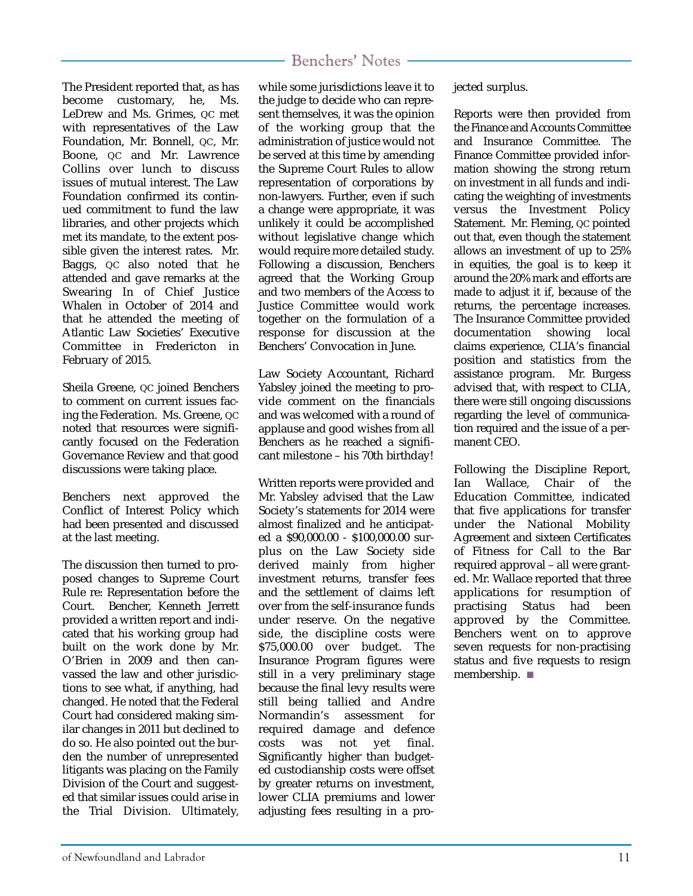The President reported that, as has become customary, he, Ms. LeDrew and Ms. Grimes, QC met with representatives of the Law Foundation, Mr. Bonnell, QC, Mr. Boone, QC and Mr. Lawrence Collins over lunch to discuss issues of mutual interest. The Law Foundation confirmed its continued commitment to fund the law libraries, and other projects which met its mandate, to the extent possible given the interest rates. Mr. Baggs, QC also noted that he attended and gave remarks at the Swearing In of Chief Justice Whalen in October of 2014 and that he attended the meeting of Atlantic Law Societies' Executive Committee in Fredericton in February of 2015.

Sheila Greene, QC joined Benchers to comment on current issues facing the Federation. Ms. Greene, QC noted that resources were significantly focused on the Federation Governance Review and that good discussions were taking place.

Benchers next approved the Conflict of Interest Policy which had been presented and discussed at the last meeting.

The discussion then turned to proposed changes to Supreme Court Rule re: Representation before the Court. Bencher, Kenneth Jerrett provided a written report and indicated that his working group had built on the work done by Mr. O'Brien in 2009 and then canvassed the law and other jurisdictions to see what, if anything, had changed. He noted that the Federal Court had considered making similar changes in 2011 but declined to do so. He also pointed out the burden the number of unrepresented litigants was placing on the Family Division of the Court and suggested that similar issues could arise in the Trial Division. Ultimately, while some jurisdictions leave it to the judge to decide who can represent themselves, it was the opinion of the working group that the administration of justice would not be served at this time by amending the Supreme Court Rules to allow representation of corporations by non-lawyers. Further, even if such a change were appropriate, it was unlikely it could be accomplished without legislative change which would require more detailed study. Following a discussion, Benchers agreed that the Working Group and two members of the Access to Justice Committee would work together on the formulation of a response for discussion at the Benchers' Convocation in June.

Law Society Accountant, Richard Yabsley joined the meeting to provide comment on the financials and was welcomed with a round of applause and good wishes from all Benchers as he reached a significant milestone – his 70th birthday!

Written reports were provided and Mr. Yabsley advised that the Law Society's statements for 2014 were almost finalized and he anticipated a $90,000.00 - $100,000.00 surplus on the Law Society side derived mainly from higher investment returns, transfer fees and the settlement of claims left over from the self-insurance funds under reserve. On the negative side, the discipline costs were $75,000.00 over budget. The Insurance Program figures were still in a very preliminary stage because the final levy results were still being tallied and Andre Normandin's assessment for required damage and defence costs was not yet final. Significantly higher than budgeted custodianship costs were offset by greater returns on investment, lower CLIA premiums and lower adjusting fees resulting in a projected surplus.

Reports were then provided from the Finance and Accounts Committee and Insurance Committee. The Finance Committee provided information showing the strong return on investment in all funds and indicating the weighting of investments versus the Investment Policy Statement. Mr. Fleming, QC pointed out that, even though the statement allows an investment of up to 25% in equities, the goal is to keep it around the 20% mark and efforts are made to adjust it if, because of the returns, the percentage increases. The Insurance Committee provided documentation showing local claims experience, CLIA's financial position and statistics from the assistance program. Mr. Burgess advised that, with respect to CLIA, there were still ongoing discussions regarding the level of communication required and the issue of a permanent CEO.

Following the Discipline Report, Ian Wallace, Chair of the Education Committee, indicated that five applications for transfer under the National Mobility Agreement and sixteen Certificates of Fitness for Call to the Bar required approval – all were granted. Mr. Wallace reported that three applications for resumption of practising Status had been approved by the Committee. Benchers went on to approve seven requests for non-practising status and five requests to resign membership. ■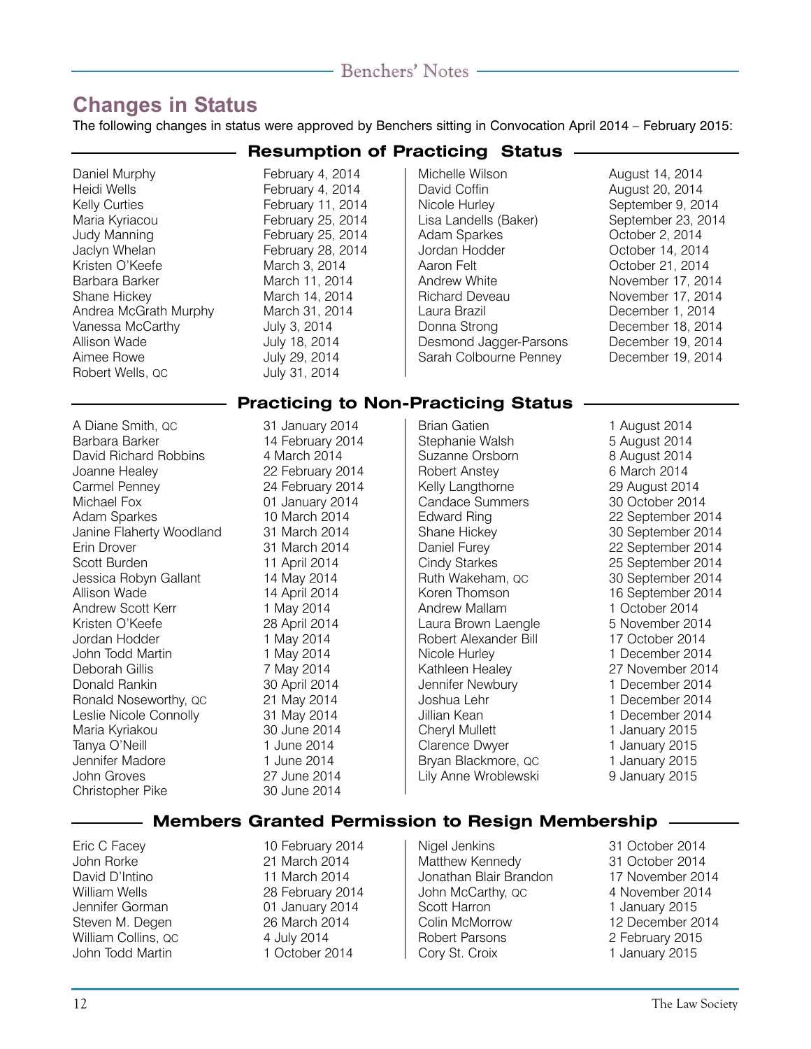## Changes in Status

The following changes in status were approved by Benchers sitting in Convocation April 2014 – February 2015:

### Resumption of Practicing Status

| Name | Date |
|---|---|
| Daniel Murphy | February 4, 2014 |
| Heidi Wells | February 4, 2014 |
| Kelly Curties | February 11, 2014 |
| Maria Kyriacou | February 25, 2014 |
| Judy Manning | February 25, 2014 |
| Jaclyn Whelan | February 28, 2014 |
| Kristen O'Keefe | March 3, 2014 |
| Barbara Barker | March 11, 2014 |
| Shane Hickey | March 14, 2014 |
| Andrea McGrath Murphy | March 31, 2014 |
| Vanessa McCarthy | July 3, 2014 |
| Allison Wade | July 18, 2014 |
| Aimee Rowe | July 29, 2014 |
| Robert Wells, QC | July 31, 2014 |
| Michelle Wilson | August 14, 2014 |
| David Coffin | August 20, 2014 |
| Nicole Hurley | September 9, 2014 |
| Lisa Landells (Baker) | September 23, 2014 |
| Adam Sparkes | October 2, 2014 |
| Jordan Hodder | October 14, 2014 |
| Aaron Felt | October 21, 2014 |
| Andrew White | November 17, 2014 |
| Richard Deveau | November 17, 2014 |
| Laura Brazil | December 1, 2014 |
| Donna Strong | December 18, 2014 |
| Desmond Jagger-Parsons | December 19, 2014 |
| Sarah Colbourne Penney | December 19, 2014 |

### Practicing to Non-Practicing Status

| Name | Date |
|---|---|
| A Diane Smith, QC | 31 January 2014 |
| Barbara Barker | 14 February 2014 |
| David Richard Robbins | 4 March 2014 |
| Joanne Healey | 22 February 2014 |
| Carmel Penney | 24 February 2014 |
| Michael Fox | 01 January 2014 |
| Adam Sparkes | 10 March 2014 |
| Janine Flaherty Woodland | 31 March 2014 |
| Erin Drover | 31 March 2014 |
| Scott Burden | 11 April 2014 |
| Jessica Robyn Gallant | 14 May 2014 |
| Allison Wade | 14 April 2014 |
| Andrew Scott Kerr | 1 May 2014 |
| Kristen O'Keefe | 28 April 2014 |
| Jordan Hodder | 1 May 2014 |
| John Todd Martin | 1 May 2014 |
| Deborah Gillis | 7 May 2014 |
| Donald Rankin | 30 April 2014 |
| Ronald Noseworthy, QC | 21 May 2014 |
| Leslie Nicole Connolly | 31 May 2014 |
| Maria Kyriakou | 30 June 2014 |
| Tanya O'Neill | 1 June 2014 |
| Jennifer Madore | 1 June 2014 |
| John Groves | 27 June 2014 |
| Christopher Pike | 30 June 2014 |
| Brian Gatien | 1 August 2014 |
| Stephanie Walsh | 5 August 2014 |
| Suzanne Orsborn | 8 August 2014 |
| Robert Anstey | 6 March 2014 |
| Kelly Langthorne | 29 August 2014 |
| Candace Summers | 30 October 2014 |
| Edward Ring | 22 September 2014 |
| Shane Hickey | 30 September 2014 |
| Daniel Furey | 22 September 2014 |
| Cindy Starkes | 25 September 2014 |
| Ruth Wakeham, QC | 30 September 2014 |
| Koren Thomson | 16 September 2014 |
| Andrew Mallam | 1 October 2014 |
| Laura Brown Laengle | 5 November 2014 |
| Robert Alexander Bill | 17 October 2014 |
| Nicole Hurley | 1 December 2014 |
| Kathleen Healey | 27 November 2014 |
| Jennifer Newbury | 1 December 2014 |
| Joshua Lehr | 1 December 2014 |
| Jillian Kean | 1 December 2014 |
| Cheryl Mullett | 1 January 2015 |
| Clarence Dwyer | 1 January 2015 |
| Bryan Blackmore, QC | 1 January 2015 |
| Lily Anne Wroblewski | 9 January 2015 |

### Members Granted Permission to Resign Membership

| Name | Date |
|---|---|
| Eric C Facey | 10 February 2014 |
| John Rorke | 21 March 2014 |
| David D'Intino | 11 March 2014 |
| William Wells | 28 February 2014 |
| Jennifer Gorman | 01 January 2014 |
| Steven M. Degen | 26 March 2014 |
| William Collins, QC | 4 July 2014 |
| John Todd Martin | 1 October 2014 |
| Nigel Jenkins | 31 October 2014 |
| Matthew Kennedy | 31 October 2014 |
| Jonathan Blair Brandon | 17 November 2014 |
| John McCarthy, QC | 4 November 2014 |
| Scott Harron | 1 January 2015 |
| Colin McMorrow | 12 December 2014 |
| Robert Parsons | 2 February 2015 |
| Cory St. Croix | 1 January 2015 |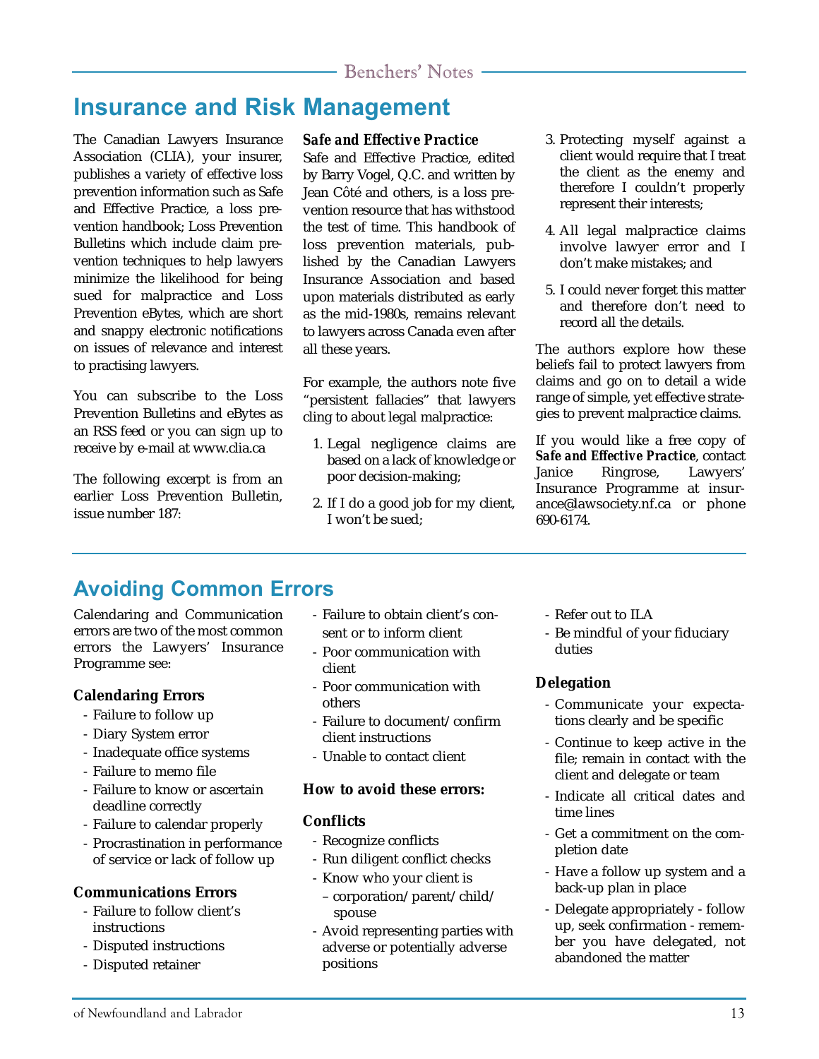# Insurance and Risk Management

The Canadian Lawyers Insurance Association (CLIA), your insurer, publishes a variety of effective loss prevention information such as Safe and Effective Practice, a loss prevention handbook; Loss Prevention Bulletins which include claim prevention techniques to help lawyers minimize the likelihood for being sued for malpractice and Loss Prevention eBytes, which are short and snappy electronic notifications on issues of relevance and interest to practising lawyers.

You can subscribe to the Loss Prevention Bulletins and eBytes as an RSS feed or you can sign up to receive by e-mail at www.clia.ca

The following excerpt is from an earlier Loss Prevention Bulletin, issue number 187:

***Safe and Effective Practice***

Safe and Effective Practice, edited by Barry Vogel, Q.C. and written by Jean Côté and others, is a loss prevention resource that has withstood the test of time. This handbook of loss prevention materials, published by the Canadian Lawyers Insurance Association and based upon materials distributed as early as the mid-1980s, remains relevant to lawyers across Canada even after all these years.

For example, the authors note five "persistent fallacies" that lawyers cling to about legal malpractice:

1. Legal negligence claims are based on a lack of knowledge or poor decision-making;
2. If I do a good job for my client, I won't be sued;
3. Protecting myself against a client would require that I treat the client as the enemy and therefore I couldn't properly represent their interests;
4. All legal malpractice claims involve lawyer error and I don't make mistakes; and
5. I could never forget this matter and therefore don't need to record all the details.

The authors explore how these beliefs fail to protect lawyers from claims and go on to detail a wide range of simple, yet effective strategies to prevent malpractice claims.

If you would like a free copy of ***Safe and Effective Practice***, contact Janice Ringrose, Lawyers' Insurance Programme at insurance@lawsociety.nf.ca or phone 690-6174.

# Avoiding Common Errors

Calendaring and Communication errors are two of the most common errors the Lawyers' Insurance Programme see:

**Calendaring Errors**

- Failure to follow up
- Diary System error
- Inadequate office systems
- Failure to memo file
- Failure to know or ascertain deadline correctly
- Failure to calendar properly
- Procrastination in performance of service or lack of follow up

**Communications Errors**

- Failure to follow client's instructions
- Disputed instructions
- Disputed retainer
- Failure to obtain client's consent or to inform client
- Poor communication with client
- Poor communication with others
- Failure to document/confirm client instructions
- Unable to contact client

**How to avoid these errors:**

**Conflicts**

- Recognize conflicts
- Run diligent conflict checks
- Know who your client is
  – corporation/parent/child/spouse
- Avoid representing parties with adverse or potentially adverse positions
- Refer out to ILA
- Be mindful of your fiduciary duties

**Delegation**

- Communicate your expectations clearly and be specific
- Continue to keep active in the file; remain in contact with the client and delegate or team
- Indicate all critical dates and time lines
- Get a commitment on the completion date
- Have a follow up system and a back-up plan in place
- Delegate appropriately - follow up, seek confirmation - remember you have delegated, not abandoned the matter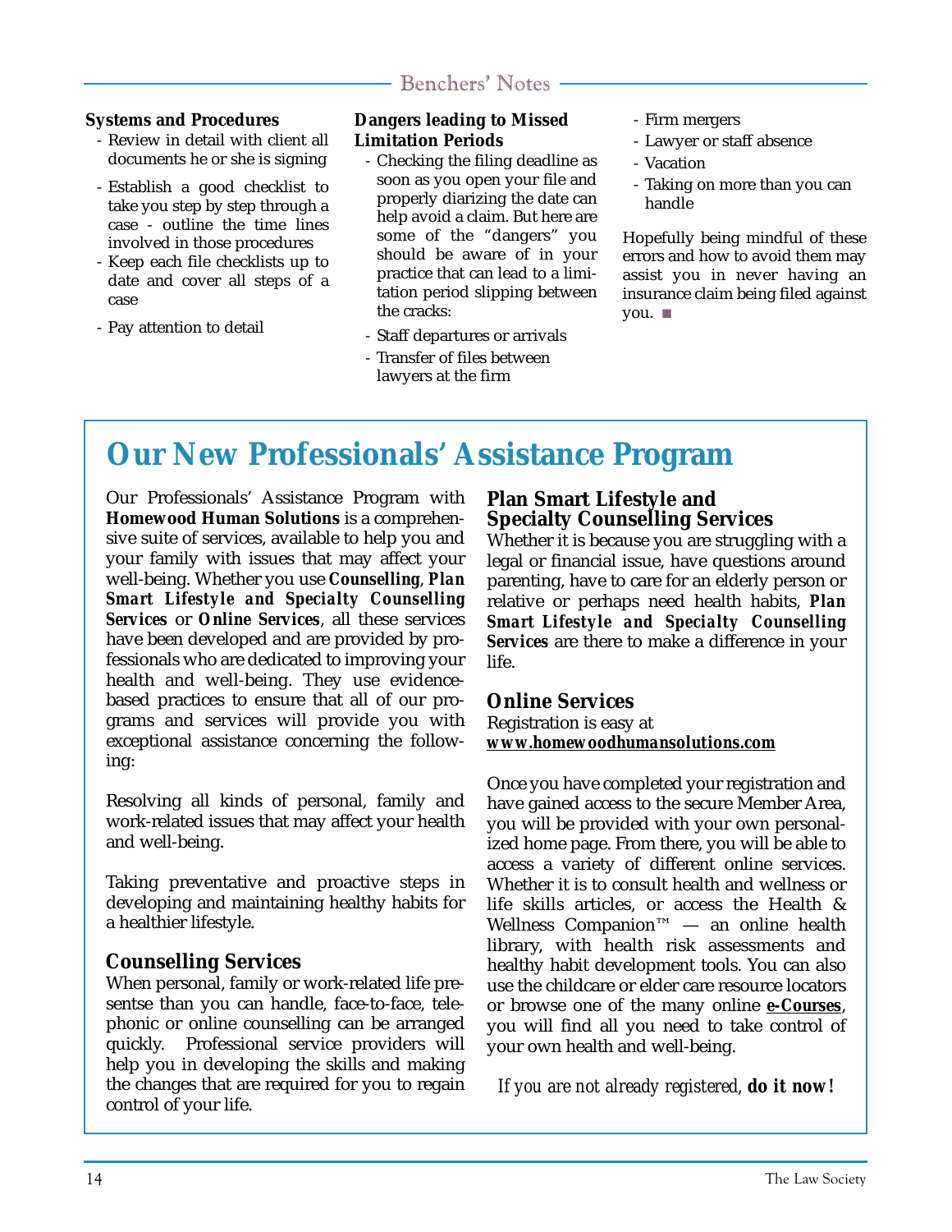**Systems and Procedures**

- Review in detail with client all documents he or she is signing
- Establish a good checklist to take you step by step through a case - outline the time lines involved in those procedures
- Keep each file checklists up to date and cover all steps of a case
- Pay attention to detail

**Dangers leading to Missed Limitation Periods**

- Checking the filing deadline as soon as you open your file and properly diarizing the date can help avoid a claim. But here are some of the "dangers" you should be aware of in your practice that can lead to a limitation period slipping between the cracks:
- Staff departures or arrivals
- Transfer of files between lawyers at the firm
- Firm mergers
- Lawyer or staff absence
- Vacation
- Taking on more than you can handle

Hopefully being mindful of these errors and how to avoid them may assist you in never having an insurance claim being filed against you. ■

# Our New Professionals' Assistance Program

Our Professionals' Assistance Program with **Homewood Human Solutions** is a comprehensive suite of services, available to help you and your family with issues that may affect your well-being. Whether you use **Counselling**, ***Plan Smart Lifestyle and Specialty Counselling Services*** or **Online Services**, all these services have been developed and are provided by professionals who are dedicated to improving your health and well-being. They use evidence-based practices to ensure that all of our programs and services will provide you with exceptional assistance concerning the following:

Resolving all kinds of personal, family and work-related issues that may affect your health and well-being.

Taking preventative and proactive steps in developing and maintaining healthy habits for a healthier lifestyle.

## Counselling Services

When personal, family or work-related life presentse than you can handle, face-to-face, telephonic or online counselling can be arranged quickly. Professional service providers will help you in developing the skills and making the changes that are required for you to regain control of your life.

## Plan Smart Lifestyle and Specialty Counselling Services

Whether it is because you are struggling with a legal or financial issue, have questions around parenting, have to care for an elderly person or relative or perhaps need health habits, **Plan Smart Lifestyle and Specialty Counselling Services** are there to make a difference in your life.

## Online Services

Registration is easy at
**www.homewoodhumansolutions.com**

Once you have completed your registration and have gained access to the secure Member Area, you will be provided with your own personalized home page. From there, you will be able to access a variety of different online services. Whether it is to consult health and wellness or life skills articles, or access the Health & Wellness Companion™ — an online health library, with health risk assessments and healthy habit development tools. You can also use the childcare or elder care resource locators or browse one of the many online **e-Courses**, you will find all you need to take control of your own health and well-being.

*If you are not already registered,* **do it now!**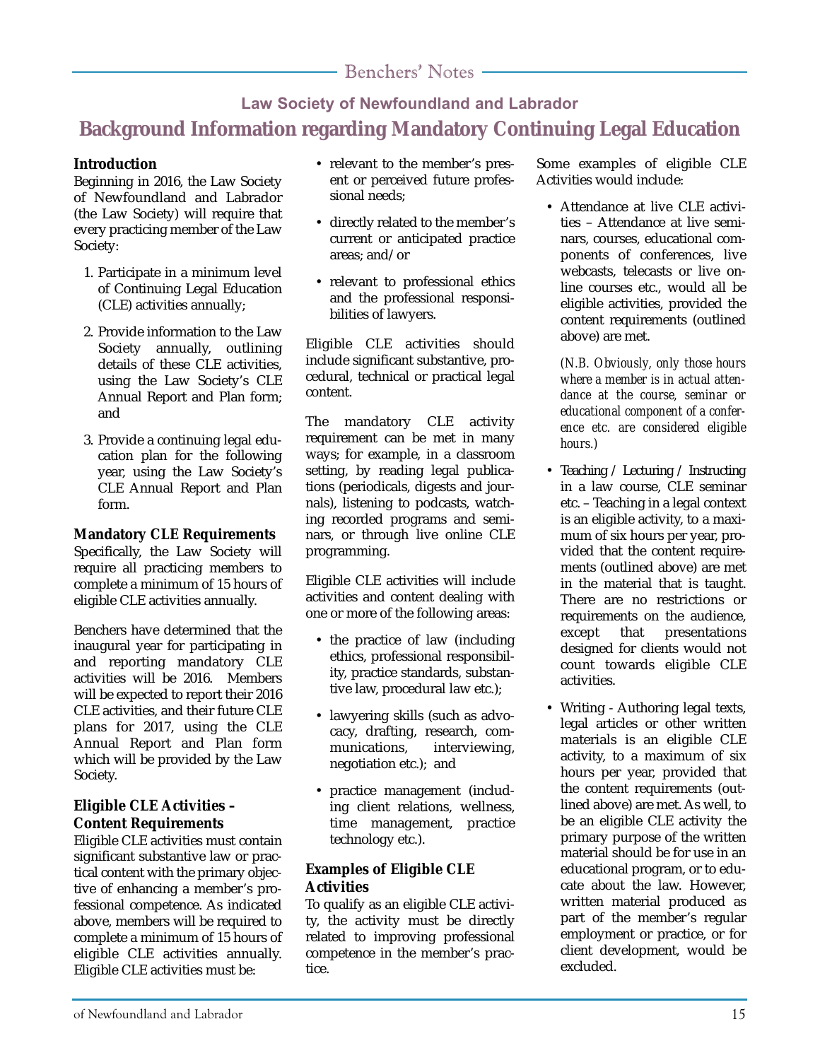## Law Society of Newfoundland and Labrador

# Background Information regarding Mandatory Continuing Legal Education

### Introduction

Beginning in 2016, the Law Society of Newfoundland and Labrador (the Law Society) will require that every practicing member of the Law Society:

1. Participate in a minimum level of Continuing Legal Education (CLE) activities annually;
2. Provide information to the Law Society annually, outlining details of these CLE activities, using the Law Society's CLE Annual Report and Plan form; and
3. Provide a continuing legal education plan for the following year, using the Law Society's CLE Annual Report and Plan form.

### Mandatory CLE Requirements

Specifically, the Law Society will require all practicing members to complete a minimum of 15 hours of eligible CLE activities annually.

Benchers have determined that the inaugural year for participating in and reporting mandatory CLE activities will be 2016. Members will be expected to report their 2016 CLE activities, and their future CLE plans for 2017, using the CLE Annual Report and Plan form which will be provided by the Law Society.

### Eligible CLE Activities – Content Requirements

Eligible CLE activities must contain significant substantive law or practical content with the primary objective of enhancing a member's professional competence. As indicated above, members will be required to complete a minimum of 15 hours of eligible CLE activities annually. Eligible CLE activities must be:

- relevant to the member's present or perceived future professional needs;
- directly related to the member's current or anticipated practice areas; and/or
- relevant to professional ethics and the professional responsibilities of lawyers.

Eligible CLE activities should include significant substantive, procedural, technical or practical legal content.

The mandatory CLE activity requirement can be met in many ways; for example, in a classroom setting, by reading legal publications (periodicals, digests and journals), listening to podcasts, watching recorded programs and seminars, or through live online CLE programming.

Eligible CLE activities will include activities and content dealing with one or more of the following areas:

- the practice of law (including ethics, professional responsibility, practice standards, substantive law, procedural law etc.);
- lawyering skills (such as advocacy, drafting, research, communications, interviewing, negotiation etc.); and
- practice management (including client relations, wellness, time management, practice technology etc.).

### Examples of Eligible CLE Activities

To qualify as an eligible CLE activity, the activity must be directly related to improving professional competence in the member's practice.

Some examples of eligible CLE Activities would include:

- Attendance at live CLE activities – Attendance at live seminars, courses, educational components of conferences, live webcasts, telecasts or live online courses etc., would all be eligible activities, provided the content requirements (outlined above) are met.

  *(N.B. Obviously, only those hours where a member is in actual attendance at the course, seminar or educational component of a conference etc. are considered eligible hours.)*

- Teaching / Lecturing / Instructing in a law course, CLE seminar etc. – Teaching in a legal context is an eligible activity, to a maximum of six hours per year, provided that the content requirements (outlined above) are met in the material that is taught. There are no restrictions or requirements on the audience, except that presentations designed for clients would not count towards eligible CLE activities.

- Writing - Authoring legal texts, legal articles or other written materials is an eligible CLE activity, to a maximum of six hours per year, provided that the content requirements (outlined above) are met. As well, to be an eligible CLE activity the primary purpose of the written material should be for use in an educational program, or to educate about the law. However, written material produced as part of the member's regular employment or practice, or for client development, would be excluded.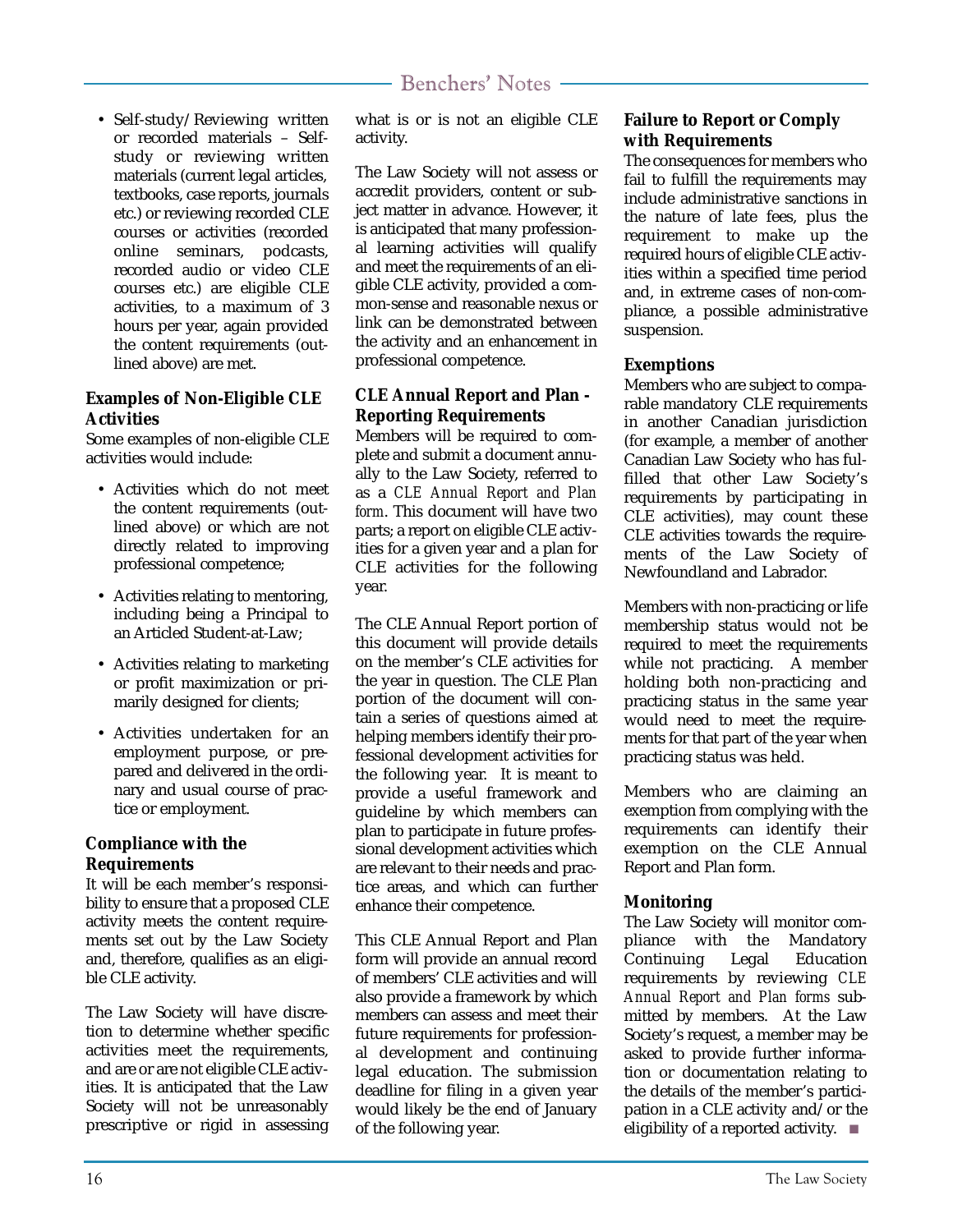- Self-study/Reviewing written or recorded materials – Self-study or reviewing written materials (current legal articles, textbooks, case reports, journals etc.) or reviewing recorded CLE courses or activities (recorded online seminars, podcasts, recorded audio or video CLE courses etc.) are eligible CLE activities, to a maximum of 3 hours per year, again provided the content requirements (outlined above) are met.

### Examples of Non-Eligible CLE Activities

Some examples of non-eligible CLE activities would include:

- Activities which do not meet the content requirements (outlined above) or which are not directly related to improving professional competence;
- Activities relating to mentoring, including being a Principal to an Articled Student-at-Law;
- Activities relating to marketing or profit maximization or primarily designed for clients;
- Activities undertaken for an employment purpose, or prepared and delivered in the ordinary and usual course of practice or employment.

### Compliance with the Requirements

It will be each member's responsibility to ensure that a proposed CLE activity meets the content requirements set out by the Law Society and, therefore, qualifies as an eligible CLE activity.

The Law Society will have discretion to determine whether specific activities meet the requirements, and are or are not eligible CLE activities. It is anticipated that the Law Society will not be unreasonably prescriptive or rigid in assessing what is or is not an eligible CLE activity.

The Law Society will not assess or accredit providers, content or subject matter in advance. However, it is anticipated that many professional learning activities will qualify and meet the requirements of an eligible CLE activity, provided a common-sense and reasonable nexus or link can be demonstrated between the activity and an enhancement in professional competence.

### CLE Annual Report and Plan - Reporting Requirements

Members will be required to complete and submit a document annually to the Law Society, referred to as a *CLE Annual Report and Plan form*. This document will have two parts; a report on eligible CLE activities for a given year and a plan for CLE activities for the following year.

The CLE Annual Report portion of this document will provide details on the member's CLE activities for the year in question. The CLE Plan portion of the document will contain a series of questions aimed at helping members identify their professional development activities for the following year. It is meant to provide a useful framework and guideline by which members can plan to participate in future professional development activities which are relevant to their needs and practice areas, and which can further enhance their competence.

This CLE Annual Report and Plan form will provide an annual record of members' CLE activities and will also provide a framework by which members can assess and meet their future requirements for professional development and continuing legal education. The submission deadline for filing in a given year would likely be the end of January of the following year.

### Failure to Report or Comply with Requirements

The consequences for members who fail to fulfill the requirements may include administrative sanctions in the nature of late fees, plus the requirement to make up the required hours of eligible CLE activities within a specified time period and, in extreme cases of non-compliance, a possible administrative suspension.

### Exemptions

Members who are subject to comparable mandatory CLE requirements in another Canadian jurisdiction (for example, a member of another Canadian Law Society who has fulfilled that other Law Society's requirements by participating in CLE activities), may count these CLE activities towards the requirements of the Law Society of Newfoundland and Labrador.

Members with non-practicing or life membership status would not be required to meet the requirements while not practicing. A member holding both non-practicing and practicing status in the same year would need to meet the requirements for that part of the year when practicing status was held.

Members who are claiming an exemption from complying with the requirements can identify their exemption on the CLE Annual Report and Plan form.

### Monitoring

The Law Society will monitor compliance with the Mandatory Continuing Legal Education requirements by reviewing *CLE Annual Report and Plan forms* submitted by members. At the Law Society's request, a member may be asked to provide further information or documentation relating to the details of the member's participation in a CLE activity and/or the eligibility of a reported activity. ■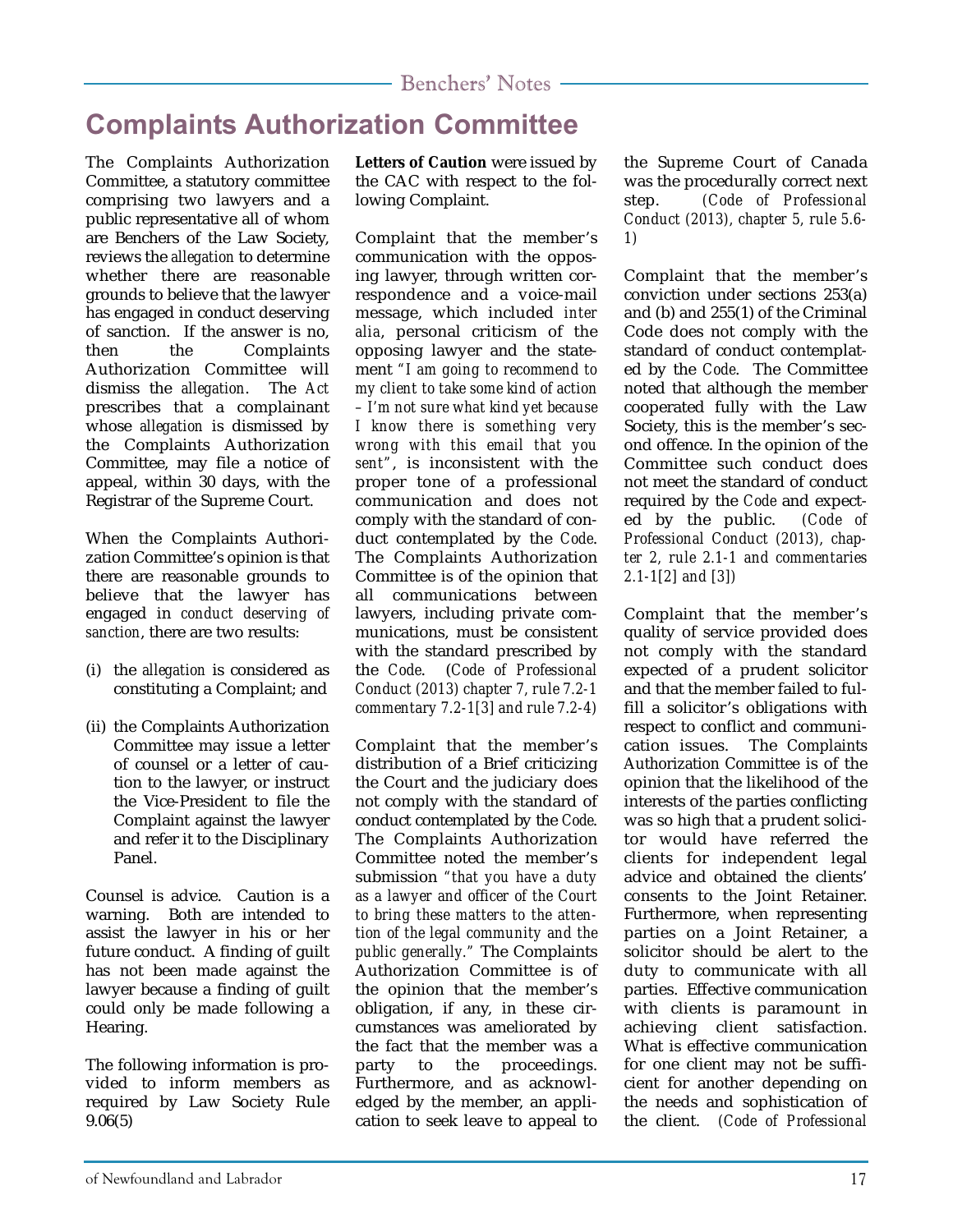# Complaints Authorization Committee

The Complaints Authorization Committee, a statutory committee comprising two lawyers and a public representative all of whom are Benchers of the Law Society, reviews the *allegation* to determine whether there are reasonable grounds to believe that the lawyer has engaged in conduct deserving of sanction. If the answer is no, then the Complaints Authorization Committee will dismiss the *allegation*. The *Act* prescribes that a complainant whose *allegation* is dismissed by the Complaints Authorization Committee, may file a notice of appeal, within 30 days, with the Registrar of the Supreme Court.

When the Complaints Authorization Committee's opinion is that there are reasonable grounds to believe that the lawyer has engaged in *conduct deserving of sanction*, there are two results:

(i) the *allegation* is considered as constituting a Complaint; and

(ii) the Complaints Authorization Committee may issue a letter of counsel or a letter of caution to the lawyer, or instruct the Vice-President to file the Complaint against the lawyer and refer it to the Disciplinary Panel.

Counsel is advice. Caution is a warning. Both are intended to assist the lawyer in his or her future conduct. A finding of guilt has not been made against the lawyer because a finding of guilt could only be made following a Hearing.

The following information is provided to inform members as required by Law Society Rule 9.06(5)

**Letters of Caution** were issued by the CAC with respect to the following Complaint.

Complaint that the member's communication with the opposing lawyer, through written correspondence and a voice-mail message, which included *inter alia*, personal criticism of the opposing lawyer and the statement *"I am going to recommend to my client to take some kind of action – I'm not sure what kind yet because I know there is something very wrong with this email that you sent"*, is inconsistent with the proper tone of a professional communication and does not comply with the standard of conduct contemplated by the *Code*. The Complaints Authorization Committee is of the opinion that all communications between lawyers, including private communications, must be consistent with the standard prescribed by the *Code*. (*Code of Professional Conduct (2013) chapter 7, rule 7.2-1 commentary 7.2-1[3] and rule 7.2-4)*

Complaint that the member's distribution of a Brief criticizing the Court and the judiciary does not comply with the standard of conduct contemplated by the *Code*. The Complaints Authorization Committee noted the member's submission *"that you have a duty as a lawyer and officer of the Court to bring these matters to the attention of the legal community and the public generally."* The Complaints Authorization Committee is of the opinion that the member's obligation, if any, in these circumstances was ameliorated by the fact that the member was a party to the proceedings. Furthermore, and as acknowledged by the member, an application to seek leave to appeal to the Supreme Court of Canada was the procedurally correct next step. *(Code of Professional Conduct (2013), chapter 5, rule 5.6-1)*

Complaint that the member's conviction under sections 253(a) and (b) and 255(1) of the Criminal Code does not comply with the standard of conduct contemplated by the *Code*. The Committee noted that although the member cooperated fully with the Law Society, this is the member's second offence. In the opinion of the Committee such conduct does not meet the standard of conduct required by the *Code* and expected by the public. *(Code of Professional Conduct (2013), chapter 2, rule 2.1-1 and commentaries 2.1-1[2] and [3])*

Complaint that the member's quality of service provided does not comply with the standard expected of a prudent solicitor and that the member failed to fulfill a solicitor's obligations with respect to conflict and communication issues. The Complaints Authorization Committee is of the opinion that the likelihood of the interests of the parties conflicting was so high that a prudent solicitor would have referred the clients for independent legal advice and obtained the clients' consents to the Joint Retainer. Furthermore, when representing parties on a Joint Retainer, a solicitor should be alert to the duty to communicate with all parties. Effective communication with clients is paramount in achieving client satisfaction. What is effective communication for one client may not be sufficient for another depending on the needs and sophistication of the client. *(Code of Professional*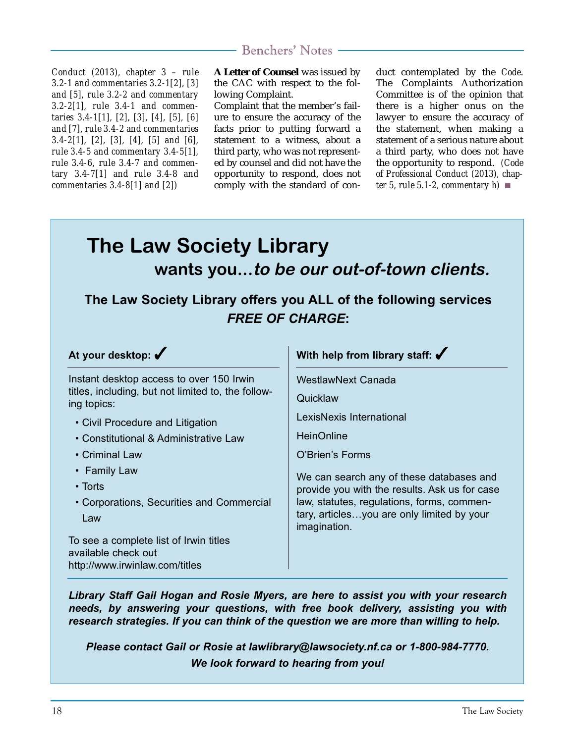Conduct (2013), chapter 3 – rule 3.2-1 and commentaries 3.2-1[2], [3] and [5], rule 3.2-2 and commentary 3.2-2[1], rule 3.4-1 and commentaries 3.4-1[1], [2], [3], [4], [5], [6] and [7], rule 3.4-2 and commentaries 3.4-2[1], [2], [3], [4], [5] and [6], rule 3.4-5 and commentary 3.4-5[1], rule 3.4-6, rule 3.4-7 and commentary 3.4-7[1] and rule 3.4-8 and commentaries 3.4-8[1] and [2])

**A Letter of Counsel** was issued by the CAC with respect to the following Complaint.

Complaint that the member's failure to ensure the accuracy of the facts prior to putting forward a statement to a witness, about a third party, who was not represented by counsel and did not have the opportunity to respond, does not comply with the standard of conduct contemplated by the Code. The Complaints Authorization Committee is of the opinion that there is a higher onus on the lawyer to ensure the accuracy of the statement, when making a statement of a serious nature about a third party, who does not have the opportunity to respond. (Code of Professional Conduct (2013), chapter 5, rule 5.1-2, commentary h) ■

# The Law Society Library

## wants you...*to be our out-of-town clients.*

### The Law Society Library offers you ALL of the following services *FREE OF CHARGE*:

**At your desktop: ✓**

Instant desktop access to over 150 Irwin titles, including, but not limited to, the following topics:

- Civil Procedure and Litigation
- Constitutional & Administrative Law
- Criminal Law
- Family Law
- Torts
- Corporations, Securities and Commercial Law

To see a complete list of Irwin titles available check out http://www.irwinlaw.com/titles

**With help from library staff: ✓**

WestlawNext Canada

Quicklaw

LexisNexis International

HeinOnline

O'Brien's Forms

We can search any of these databases and provide you with the results. Ask us for case law, statutes, regulations, forms, commentary, articles…you are only limited by your imagination.

***Library Staff Gail Hogan and Rosie Myers, are here to assist you with your research needs, by answering your questions, with free book delivery, assisting you with research strategies. If you can think of the question we are more than willing to help.***

***Please contact Gail or Rosie at lawlibrary@lawsociety.nf.ca or 1-800-984-7770.***
***We look forward to hearing from you!***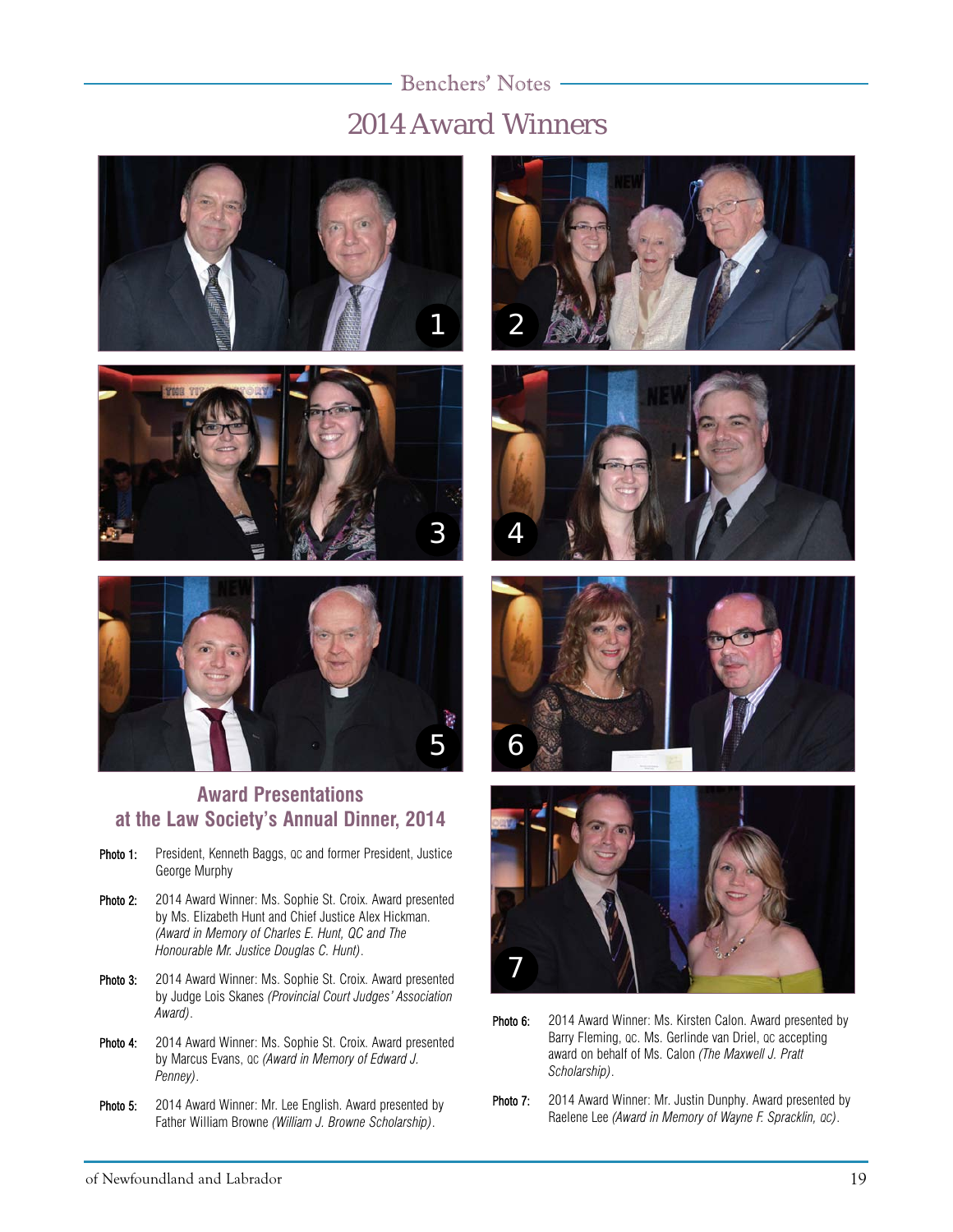## 2014 Award Winners

### Award Presentations at the Law Society's Annual Dinner, 2014

**Photo 1:** President, Kenneth Baggs, QC and former President, Justice George Murphy

**Photo 2:** 2014 Award Winner: Ms. Sophie St. Croix. Award presented by Ms. Elizabeth Hunt and Chief Justice Alex Hickman. *(Award in Memory of Charles E. Hunt, QC and The Honourable Mr. Justice Douglas C. Hunt)*.

**Photo 3:** 2014 Award Winner: Ms. Sophie St. Croix. Award presented by Judge Lois Skanes *(Provincial Court Judges' Association Award)*.

**Photo 4:** 2014 Award Winner: Ms. Sophie St. Croix. Award presented by Marcus Evans, QC *(Award in Memory of Edward J. Penney)*.

**Photo 5:** 2014 Award Winner: Mr. Lee English. Award presented by Father William Browne *(William J. Browne Scholarship)*.

**Photo 6:** 2014 Award Winner: Ms. Kirsten Calon. Award presented by Barry Fleming, QC. Ms. Gerlinde van Driel, QC accepting award on behalf of Ms. Calon *(The Maxwell J. Pratt Scholarship)*.

**Photo 7:** 2014 Award Winner: Mr. Justin Dunphy. Award presented by Raelene Lee *(Award in Memory of Wayne F. Spracklin, QC)*.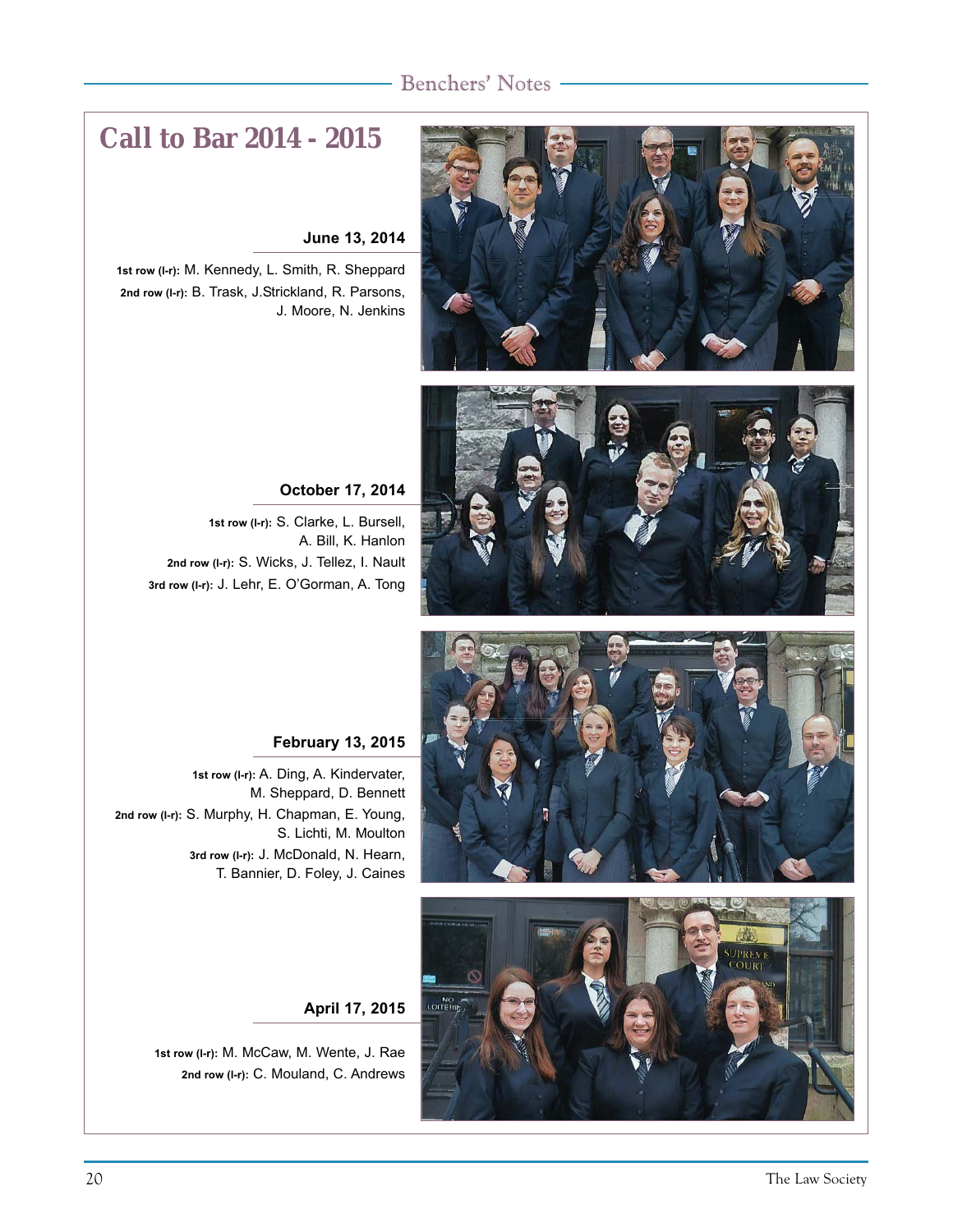# Call to Bar 2014 - 2015

**June 13, 2014**

**1st row (l-r):** M. Kennedy, L. Smith, R. Sheppard
**2nd row (l-r):** B. Trask, J.Strickland, R. Parsons, J. Moore, N. Jenkins

**October 17, 2014**

**1st row (l-r):** S. Clarke, L. Bursell, A. Bill, K. Hanlon
**2nd row (l-r):** S. Wicks, J. Tellez, I. Nault
**3rd row (l-r):** J. Lehr, E. O'Gorman, A. Tong

**February 13, 2015**

**1st row (l-r):** A. Ding, A. Kindervater, M. Sheppard, D. Bennett
**2nd row (l-r):** S. Murphy, H. Chapman, E. Young, S. Lichti, M. Moulton
**3rd row (l-r):** J. McDonald, N. Hearn, T. Bannier, D. Foley, J. Caines

**April 17, 2015**

**1st row (l-r):** M. McCaw, M. Wente, J. Rae
**2nd row (l-r):** C. Mouland, C. Andrews